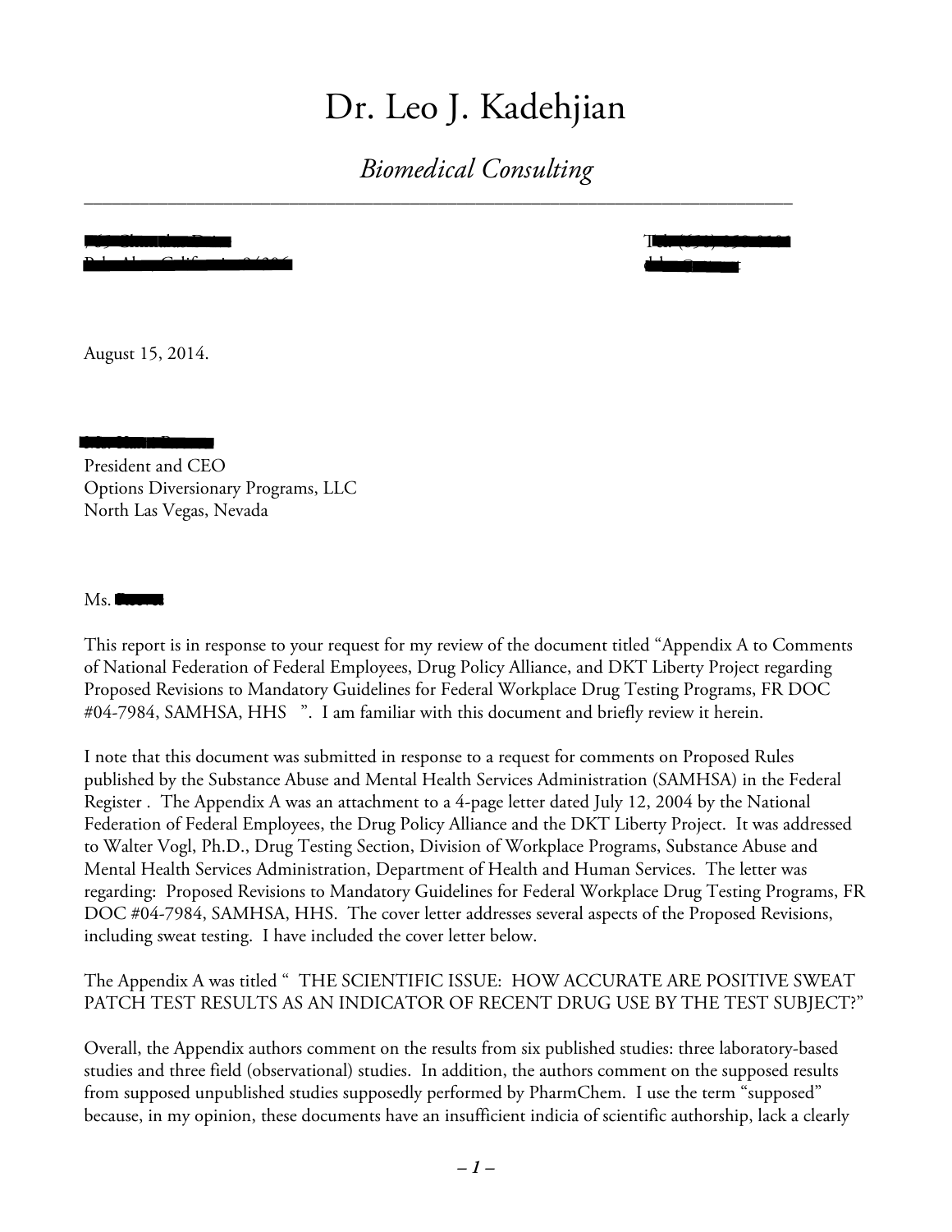# Dr. Leo J. Kadehjian

*Biomedical Consulting*

---

August 15, 2014.

President and CEO
Options Diversionary Programs, LLC
North Las Vegas, Nevada

Ms.

This report is in response to your request for my review of the document titled "Appendix A to Comments of National Federation of Federal Employees, Drug Policy Alliance, and DKT Liberty Project regarding Proposed Revisions to Mandatory Guidelines for Federal Workplace Drug Testing Programs, FR DOC #04-7984, SAMHSA, HHS ". I am familiar with this document and briefly review it herein.

I note that this document was submitted in response to a request for comments on Proposed Rules published by the Substance Abuse and Mental Health Services Administration (SAMHSA) in the Federal Register . The Appendix A was an attachment to a 4-page letter dated July 12, 2004 by the National Federation of Federal Employees, the Drug Policy Alliance and the DKT Liberty Project. It was addressed to Walter Vogl, Ph.D., Drug Testing Section, Division of Workplace Programs, Substance Abuse and Mental Health Services Administration, Department of Health and Human Services. The letter was regarding: Proposed Revisions to Mandatory Guidelines for Federal Workplace Drug Testing Programs, FR DOC #04-7984, SAMHSA, HHS. The cover letter addresses several aspects of the Proposed Revisions, including sweat testing. I have included the cover letter below.

The Appendix A was titled " THE SCIENTIFIC ISSUE: HOW ACCURATE ARE POSITIVE SWEAT PATCH TEST RESULTS AS AN INDICATOR OF RECENT DRUG USE BY THE TEST SUBJECT?"

Overall, the Appendix authors comment on the results from six published studies: three laboratory-based studies and three field (observational) studies. In addition, the authors comment on the supposed results from supposed unpublished studies supposedly performed by PharmChem. I use the term "supposed" because, in my opinion, these documents have an insufficient indicia of scientific authorship, lack a clearly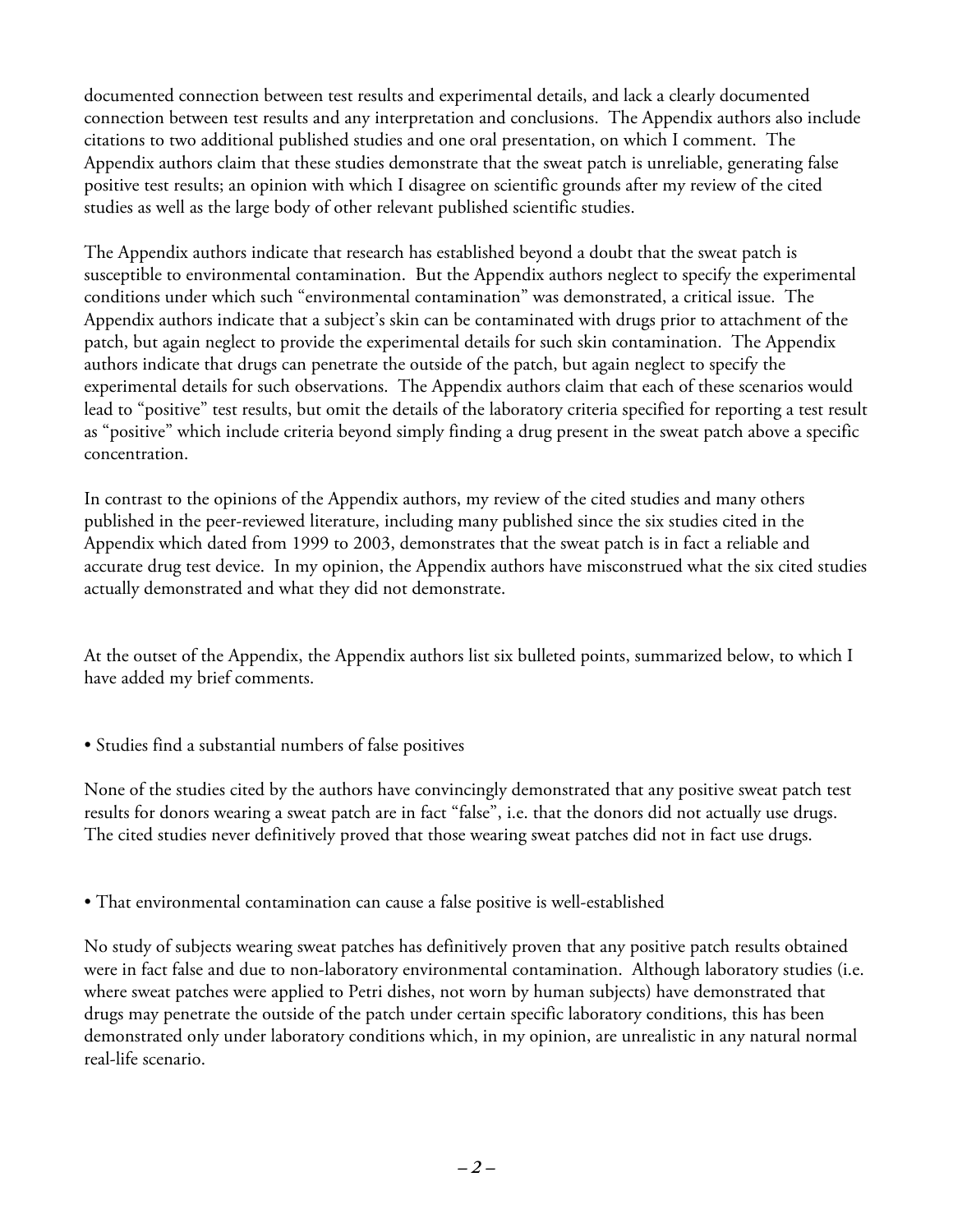documented connection between test results and experimental details, and lack a clearly documented connection between test results and any interpretation and conclusions. The Appendix authors also include citations to two additional published studies and one oral presentation, on which I comment. The Appendix authors claim that these studies demonstrate that the sweat patch is unreliable, generating false positive test results; an opinion with which I disagree on scientific grounds after my review of the cited studies as well as the large body of other relevant published scientific studies.

The Appendix authors indicate that research has established beyond a doubt that the sweat patch is susceptible to environmental contamination. But the Appendix authors neglect to specify the experimental conditions under which such "environmental contamination" was demonstrated, a critical issue. The Appendix authors indicate that a subject's skin can be contaminated with drugs prior to attachment of the patch, but again neglect to provide the experimental details for such skin contamination. The Appendix authors indicate that drugs can penetrate the outside of the patch, but again neglect to specify the experimental details for such observations. The Appendix authors claim that each of these scenarios would lead to "positive" test results, but omit the details of the laboratory criteria specified for reporting a test result as "positive" which include criteria beyond simply finding a drug present in the sweat patch above a specific concentration.

In contrast to the opinions of the Appendix authors, my review of the cited studies and many others published in the peer-reviewed literature, including many published since the six studies cited in the Appendix which dated from 1999 to 2003, demonstrates that the sweat patch is in fact a reliable and accurate drug test device. In my opinion, the Appendix authors have misconstrued what the six cited studies actually demonstrated and what they did not demonstrate.

At the outset of the Appendix, the Appendix authors list six bulleted points, summarized below, to which I have added my brief comments.

• Studies find a substantial numbers of false positives

None of the studies cited by the authors have convincingly demonstrated that any positive sweat patch test results for donors wearing a sweat patch are in fact "false", i.e. that the donors did not actually use drugs. The cited studies never definitively proved that those wearing sweat patches did not in fact use drugs.

• That environmental contamination can cause a false positive is well-established

No study of subjects wearing sweat patches has definitively proven that any positive patch results obtained were in fact false and due to non-laboratory environmental contamination. Although laboratory studies (i.e. where sweat patches were applied to Petri dishes, not worn by human subjects) have demonstrated that drugs may penetrate the outside of the patch under certain specific laboratory conditions, this has been demonstrated only under laboratory conditions which, in my opinion, are unrealistic in any natural normal real-life scenario.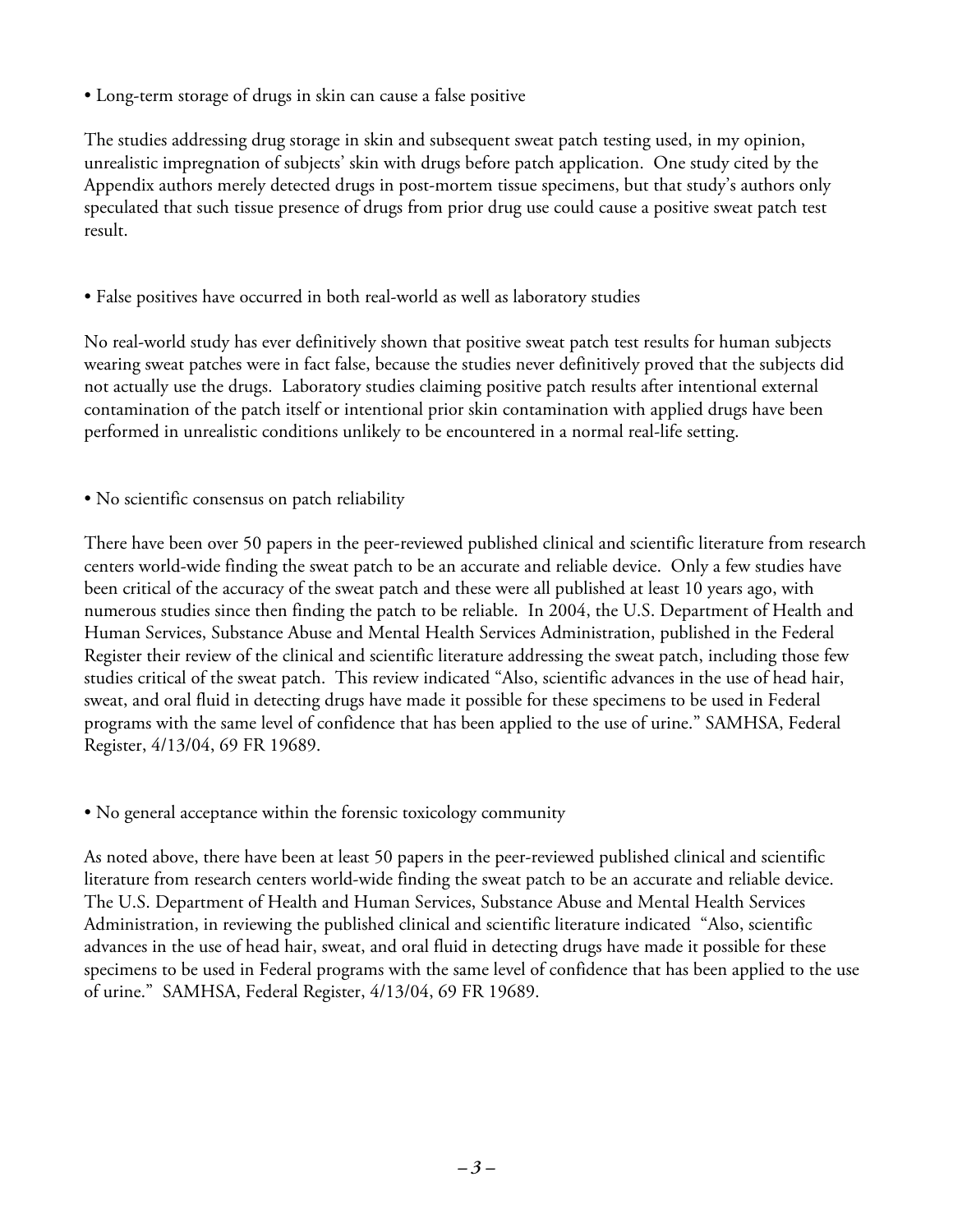- Long-term storage of drugs in skin can cause a false positive

The studies addressing drug storage in skin and subsequent sweat patch testing used, in my opinion, unrealistic impregnation of subjects' skin with drugs before patch application. One study cited by the Appendix authors merely detected drugs in post-mortem tissue specimens, but that study's authors only speculated that such tissue presence of drugs from prior drug use could cause a positive sweat patch test result.

- False positives have occurred in both real-world as well as laboratory studies

No real-world study has ever definitively shown that positive sweat patch test results for human subjects wearing sweat patches were in fact false, because the studies never definitively proved that the subjects did not actually use the drugs. Laboratory studies claiming positive patch results after intentional external contamination of the patch itself or intentional prior skin contamination with applied drugs have been performed in unrealistic conditions unlikely to be encountered in a normal real-life setting.

- No scientific consensus on patch reliability

There have been over 50 papers in the peer-reviewed published clinical and scientific literature from research centers world-wide finding the sweat patch to be an accurate and reliable device. Only a few studies have been critical of the accuracy of the sweat patch and these were all published at least 10 years ago, with numerous studies since then finding the patch to be reliable. In 2004, the U.S. Department of Health and Human Services, Substance Abuse and Mental Health Services Administration, published in the Federal Register their review of the clinical and scientific literature addressing the sweat patch, including those few studies critical of the sweat patch. This review indicated "Also, scientific advances in the use of head hair, sweat, and oral fluid in detecting drugs have made it possible for these specimens to be used in Federal programs with the same level of confidence that has been applied to the use of urine." SAMHSA, Federal Register, 4/13/04, 69 FR 19689.

- No general acceptance within the forensic toxicology community

As noted above, there have been at least 50 papers in the peer-reviewed published clinical and scientific literature from research centers world-wide finding the sweat patch to be an accurate and reliable device. The U.S. Department of Health and Human Services, Substance Abuse and Mental Health Services Administration, in reviewing the published clinical and scientific literature indicated "Also, scientific advances in the use of head hair, sweat, and oral fluid in detecting drugs have made it possible for these specimens to be used in Federal programs with the same level of confidence that has been applied to the use of urine." SAMHSA, Federal Register, 4/13/04, 69 FR 19689.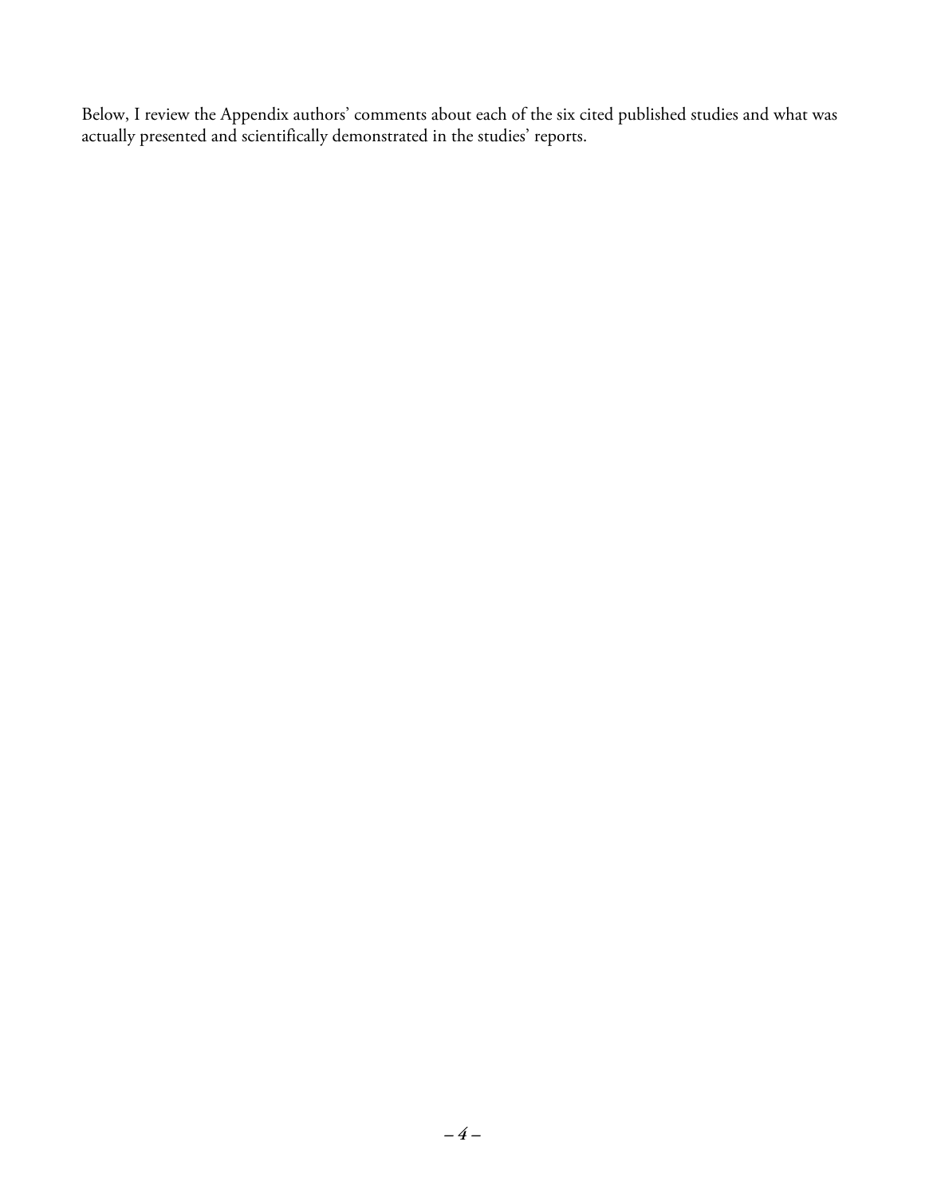Below, I review the Appendix authors' comments about each of the six cited published studies and what was actually presented and scientifically demonstrated in the studies' reports.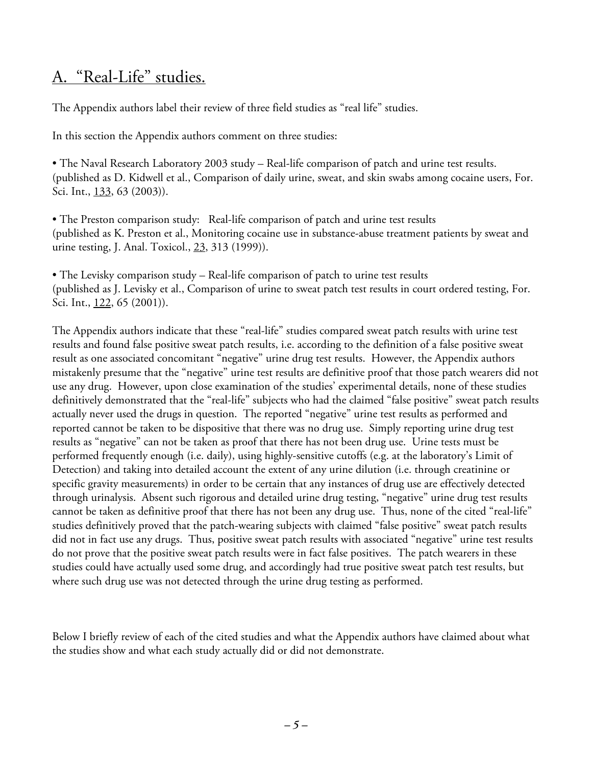## A. "Real-Life" studies.

The Appendix authors label their review of three field studies as "real life" studies.

In this section the Appendix authors comment on three studies:

• The Naval Research Laboratory 2003 study – Real-life comparison of patch and urine test results. (published as D. Kidwell et al., Comparison of daily urine, sweat, and skin swabs among cocaine users, For. Sci. Int., 133, 63 (2003)).

• The Preston comparison study: Real-life comparison of patch and urine test results (published as K. Preston et al., Monitoring cocaine use in substance-abuse treatment patients by sweat and urine testing, J. Anal. Toxicol., 23, 313 (1999)).

• The Levisky comparison study – Real-life comparison of patch to urine test results (published as J. Levisky et al., Comparison of urine to sweat patch test results in court ordered testing, For. Sci. Int., 122, 65 (2001)).

The Appendix authors indicate that these "real-life" studies compared sweat patch results with urine test results and found false positive sweat patch results, i.e. according to the definition of a false positive sweat result as one associated concomitant "negative" urine drug test results. However, the Appendix authors mistakenly presume that the "negative" urine test results are definitive proof that those patch wearers did not use any drug. However, upon close examination of the studies' experimental details, none of these studies definitively demonstrated that the "real-life" subjects who had the claimed "false positive" sweat patch results actually never used the drugs in question. The reported "negative" urine test results as performed and reported cannot be taken to be dispositive that there was no drug use. Simply reporting urine drug test results as "negative" can not be taken as proof that there has not been drug use. Urine tests must be performed frequently enough (i.e. daily), using highly-sensitive cutoffs (e.g. at the laboratory's Limit of Detection) and taking into detailed account the extent of any urine dilution (i.e. through creatinine or specific gravity measurements) in order to be certain that any instances of drug use are effectively detected through urinalysis. Absent such rigorous and detailed urine drug testing, "negative" urine drug test results cannot be taken as definitive proof that there has not been any drug use. Thus, none of the cited "real-life" studies definitively proved that the patch-wearing subjects with claimed "false positive" sweat patch results did not in fact use any drugs. Thus, positive sweat patch results with associated "negative" urine test results do not prove that the positive sweat patch results were in fact false positives. The patch wearers in these studies could have actually used some drug, and accordingly had true positive sweat patch test results, but where such drug use was not detected through the urine drug testing as performed.

Below I briefly review of each of the cited studies and what the Appendix authors have claimed about what the studies show and what each study actually did or did not demonstrate.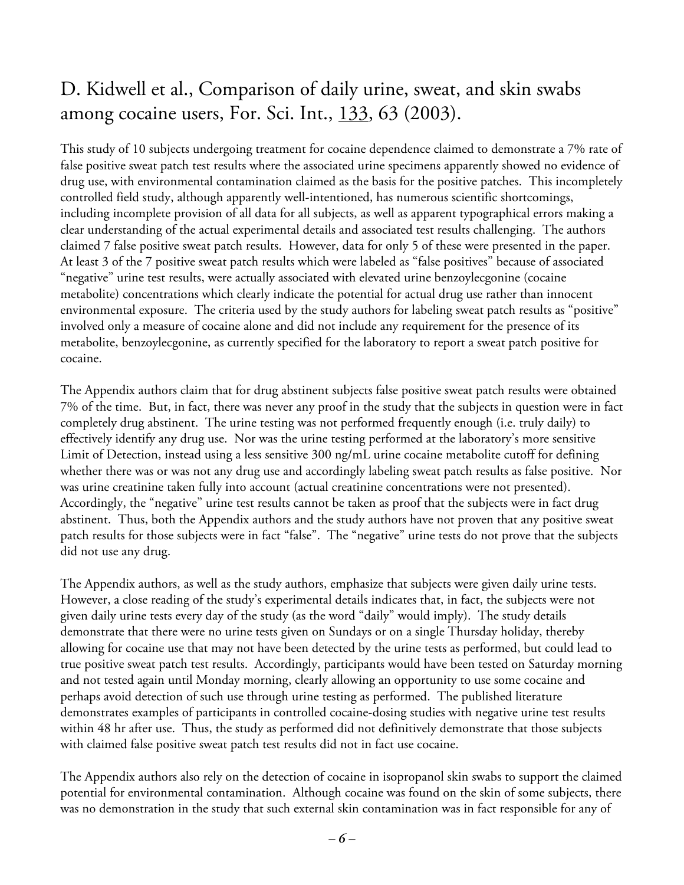## D. Kidwell et al., Comparison of daily urine, sweat, and skin swabs among cocaine users, For. Sci. Int., 133, 63 (2003).

This study of 10 subjects undergoing treatment for cocaine dependence claimed to demonstrate a 7% rate of false positive sweat patch test results where the associated urine specimens apparently showed no evidence of drug use, with environmental contamination claimed as the basis for the positive patches. This incompletely controlled field study, although apparently well-intentioned, has numerous scientific shortcomings, including incomplete provision of all data for all subjects, as well as apparent typographical errors making a clear understanding of the actual experimental details and associated test results challenging. The authors claimed 7 false positive sweat patch results. However, data for only 5 of these were presented in the paper. At least 3 of the 7 positive sweat patch results which were labeled as "false positives" because of associated "negative" urine test results, were actually associated with elevated urine benzoylecgonine (cocaine metabolite) concentrations which clearly indicate the potential for actual drug use rather than innocent environmental exposure. The criteria used by the study authors for labeling sweat patch results as "positive" involved only a measure of cocaine alone and did not include any requirement for the presence of its metabolite, benzoylecgonine, as currently specified for the laboratory to report a sweat patch positive for cocaine.

The Appendix authors claim that for drug abstinent subjects false positive sweat patch results were obtained 7% of the time. But, in fact, there was never any proof in the study that the subjects in question were in fact completely drug abstinent. The urine testing was not performed frequently enough (i.e. truly daily) to effectively identify any drug use. Nor was the urine testing performed at the laboratory's more sensitive Limit of Detection, instead using a less sensitive 300 ng/mL urine cocaine metabolite cutoff for defining whether there was or was not any drug use and accordingly labeling sweat patch results as false positive. Nor was urine creatinine taken fully into account (actual creatinine concentrations were not presented). Accordingly, the "negative" urine test results cannot be taken as proof that the subjects were in fact drug abstinent. Thus, both the Appendix authors and the study authors have not proven that any positive sweat patch results for those subjects were in fact "false". The "negative" urine tests do not prove that the subjects did not use any drug.

The Appendix authors, as well as the study authors, emphasize that subjects were given daily urine tests. However, a close reading of the study's experimental details indicates that, in fact, the subjects were not given daily urine tests every day of the study (as the word "daily" would imply). The study details demonstrate that there were no urine tests given on Sundays or on a single Thursday holiday, thereby allowing for cocaine use that may not have been detected by the urine tests as performed, but could lead to true positive sweat patch test results. Accordingly, participants would have been tested on Saturday morning and not tested again until Monday morning, clearly allowing an opportunity to use some cocaine and perhaps avoid detection of such use through urine testing as performed. The published literature demonstrates examples of participants in controlled cocaine-dosing studies with negative urine test results within 48 hr after use. Thus, the study as performed did not definitively demonstrate that those subjects with claimed false positive sweat patch test results did not in fact use cocaine.

The Appendix authors also rely on the detection of cocaine in isopropanol skin swabs to support the claimed potential for environmental contamination. Although cocaine was found on the skin of some subjects, there was no demonstration in the study that such external skin contamination was in fact responsible for any of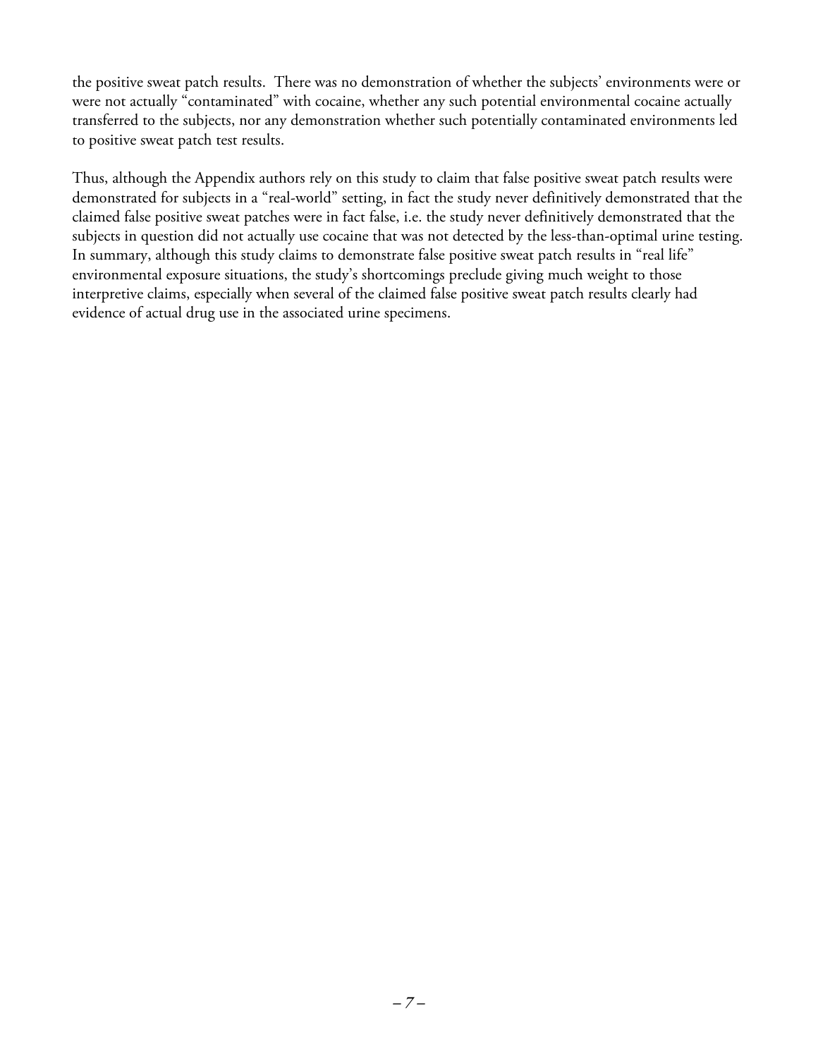the positive sweat patch results. There was no demonstration of whether the subjects' environments were or were not actually "contaminated" with cocaine, whether any such potential environmental cocaine actually transferred to the subjects, nor any demonstration whether such potentially contaminated environments led to positive sweat patch test results.

Thus, although the Appendix authors rely on this study to claim that false positive sweat patch results were demonstrated for subjects in a "real-world" setting, in fact the study never definitively demonstrated that the claimed false positive sweat patches were in fact false, i.e. the study never definitively demonstrated that the subjects in question did not actually use cocaine that was not detected by the less-than-optimal urine testing. In summary, although this study claims to demonstrate false positive sweat patch results in "real life" environmental exposure situations, the study's shortcomings preclude giving much weight to those interpretive claims, especially when several of the claimed false positive sweat patch results clearly had evidence of actual drug use in the associated urine specimens.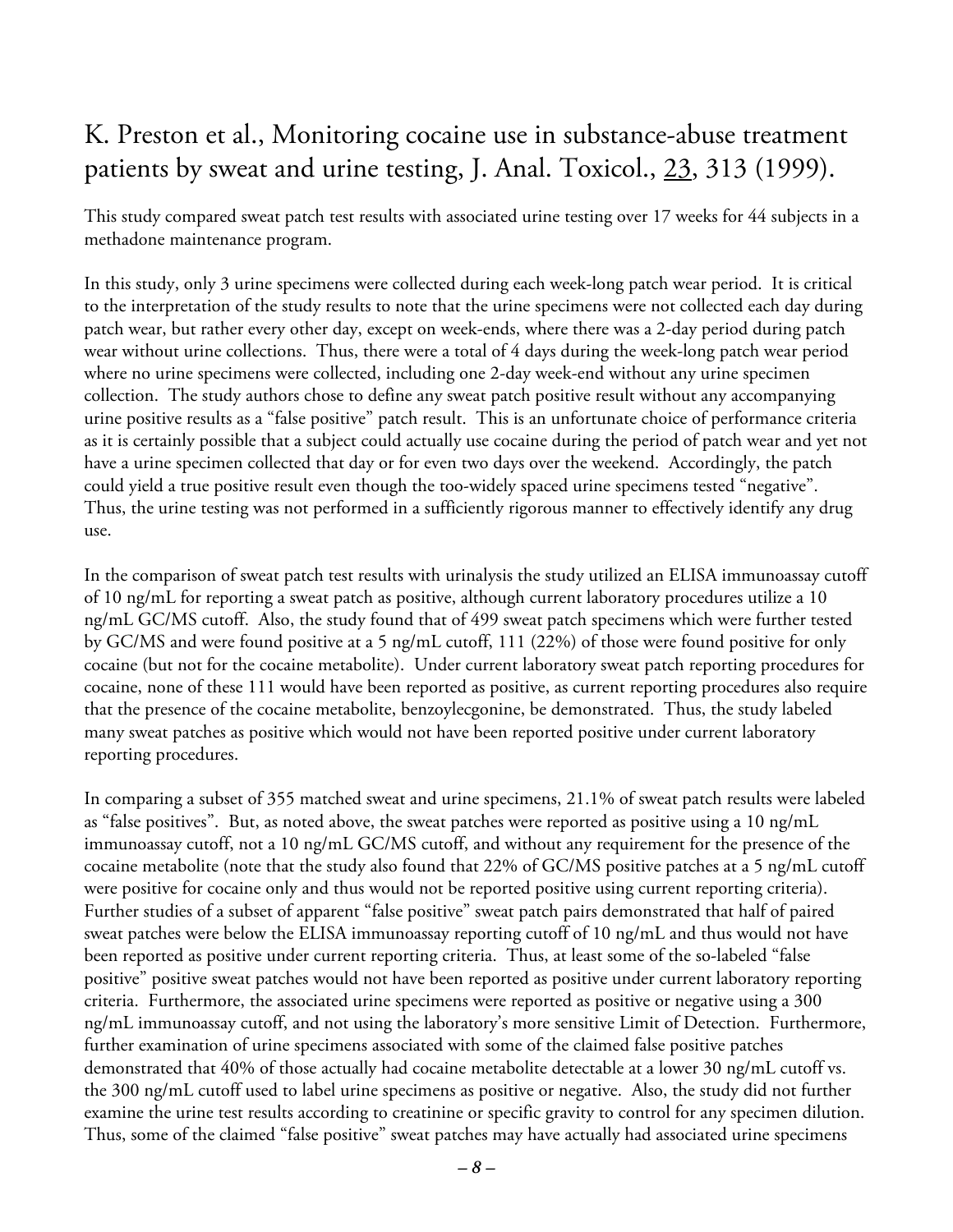# K. Preston et al., Monitoring cocaine use in substance-abuse treatment patients by sweat and urine testing, J. Anal. Toxicol., 23, 313 (1999).

This study compared sweat patch test results with associated urine testing over 17 weeks for 44 subjects in a methadone maintenance program.

In this study, only 3 urine specimens were collected during each week-long patch wear period. It is critical to the interpretation of the study results to note that the urine specimens were not collected each day during patch wear, but rather every other day, except on week-ends, where there was a 2-day period during patch wear without urine collections. Thus, there were a total of 4 days during the week-long patch wear period where no urine specimens were collected, including one 2-day week-end without any urine specimen collection. The study authors chose to define any sweat patch positive result without any accompanying urine positive results as a "false positive" patch result. This is an unfortunate choice of performance criteria as it is certainly possible that a subject could actually use cocaine during the period of patch wear and yet not have a urine specimen collected that day or for even two days over the weekend. Accordingly, the patch could yield a true positive result even though the too-widely spaced urine specimens tested "negative". Thus, the urine testing was not performed in a sufficiently rigorous manner to effectively identify any drug use.

In the comparison of sweat patch test results with urinalysis the study utilized an ELISA immunoassay cutoff of 10 ng/mL for reporting a sweat patch as positive, although current laboratory procedures utilize a 10 ng/mL GC/MS cutoff. Also, the study found that of 499 sweat patch specimens which were further tested by GC/MS and were found positive at a 5 ng/mL cutoff, 111 (22%) of those were found positive for only cocaine (but not for the cocaine metabolite). Under current laboratory sweat patch reporting procedures for cocaine, none of these 111 would have been reported as positive, as current reporting procedures also require that the presence of the cocaine metabolite, benzoylecgonine, be demonstrated. Thus, the study labeled many sweat patches as positive which would not have been reported positive under current laboratory reporting procedures.

In comparing a subset of 355 matched sweat and urine specimens, 21.1% of sweat patch results were labeled as "false positives". But, as noted above, the sweat patches were reported as positive using a 10 ng/mL immunoassay cutoff, not a 10 ng/mL GC/MS cutoff, and without any requirement for the presence of the cocaine metabolite (note that the study also found that 22% of GC/MS positive patches at a 5 ng/mL cutoff were positive for cocaine only and thus would not be reported positive using current reporting criteria). Further studies of a subset of apparent "false positive" sweat patch pairs demonstrated that half of paired sweat patches were below the ELISA immunoassay reporting cutoff of 10 ng/mL and thus would not have been reported as positive under current reporting criteria. Thus, at least some of the so-labeled "false positive" positive sweat patches would not have been reported as positive under current laboratory reporting criteria. Furthermore, the associated urine specimens were reported as positive or negative using a 300 ng/mL immunoassay cutoff, and not using the laboratory's more sensitive Limit of Detection. Furthermore, further examination of urine specimens associated with some of the claimed false positive patches demonstrated that 40% of those actually had cocaine metabolite detectable at a lower 30 ng/mL cutoff vs. the 300 ng/mL cutoff used to label urine specimens as positive or negative. Also, the study did not further examine the urine test results according to creatinine or specific gravity to control for any specimen dilution. Thus, some of the claimed "false positive" sweat patches may have actually had associated urine specimens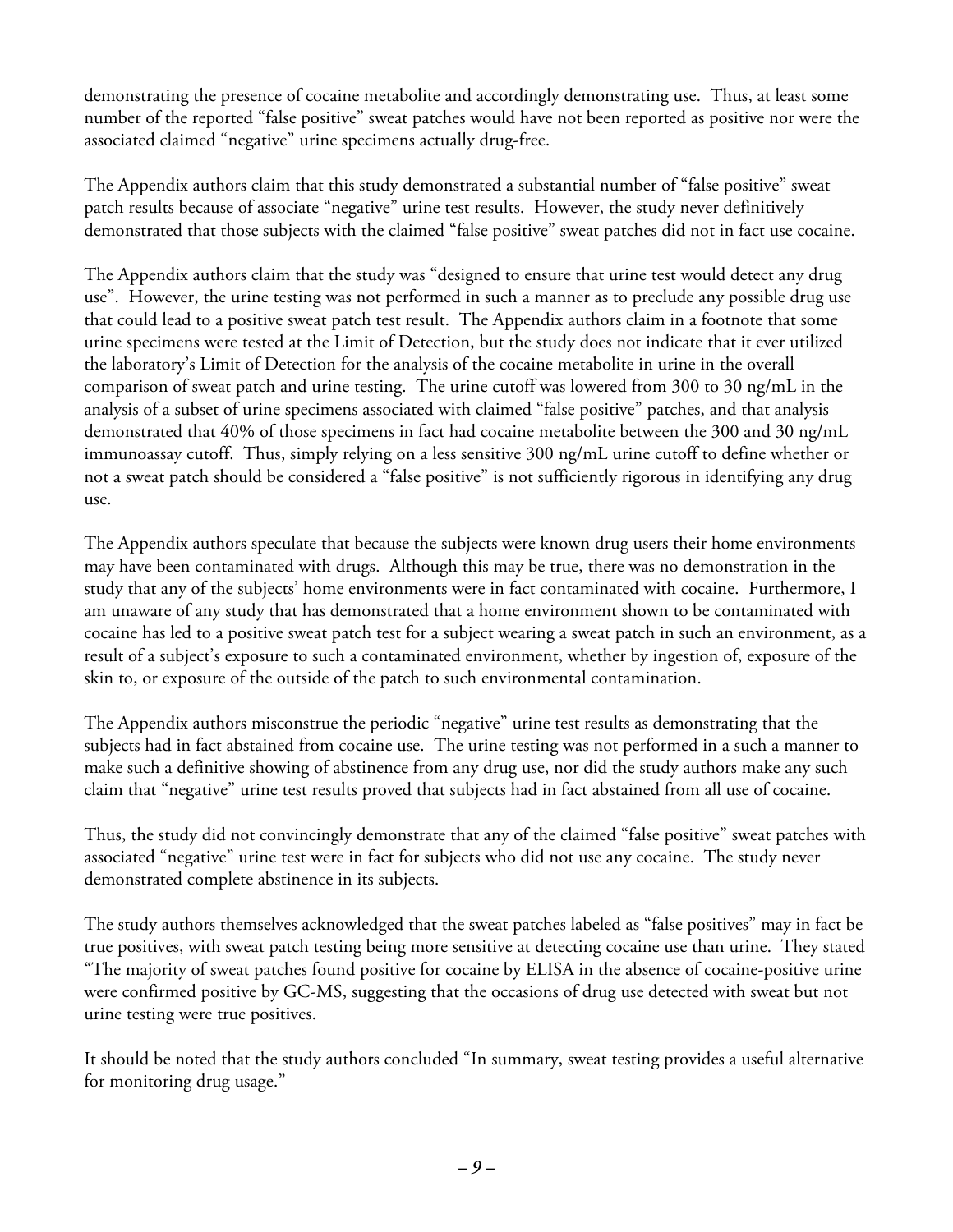demonstrating the presence of cocaine metabolite and accordingly demonstrating use. Thus, at least some number of the reported "false positive" sweat patches would have not been reported as positive nor were the associated claimed "negative" urine specimens actually drug-free.

The Appendix authors claim that this study demonstrated a substantial number of "false positive" sweat patch results because of associate "negative" urine test results. However, the study never definitively demonstrated that those subjects with the claimed "false positive" sweat patches did not in fact use cocaine.

The Appendix authors claim that the study was "designed to ensure that urine test would detect any drug use". However, the urine testing was not performed in such a manner as to preclude any possible drug use that could lead to a positive sweat patch test result. The Appendix authors claim in a footnote that some urine specimens were tested at the Limit of Detection, but the study does not indicate that it ever utilized the laboratory's Limit of Detection for the analysis of the cocaine metabolite in urine in the overall comparison of sweat patch and urine testing. The urine cutoff was lowered from 300 to 30 ng/mL in the analysis of a subset of urine specimens associated with claimed "false positive" patches, and that analysis demonstrated that 40% of those specimens in fact had cocaine metabolite between the 300 and 30 ng/mL immunoassay cutoff. Thus, simply relying on a less sensitive 300 ng/mL urine cutoff to define whether or not a sweat patch should be considered a "false positive" is not sufficiently rigorous in identifying any drug use.

The Appendix authors speculate that because the subjects were known drug users their home environments may have been contaminated with drugs. Although this may be true, there was no demonstration in the study that any of the subjects' home environments were in fact contaminated with cocaine. Furthermore, I am unaware of any study that has demonstrated that a home environment shown to be contaminated with cocaine has led to a positive sweat patch test for a subject wearing a sweat patch in such an environment, as a result of a subject's exposure to such a contaminated environment, whether by ingestion of, exposure of the skin to, or exposure of the outside of the patch to such environmental contamination.

The Appendix authors misconstrue the periodic "negative" urine test results as demonstrating that the subjects had in fact abstained from cocaine use. The urine testing was not performed in a such a manner to make such a definitive showing of abstinence from any drug use, nor did the study authors make any such claim that "negative" urine test results proved that subjects had in fact abstained from all use of cocaine.

Thus, the study did not convincingly demonstrate that any of the claimed "false positive" sweat patches with associated "negative" urine test were in fact for subjects who did not use any cocaine. The study never demonstrated complete abstinence in its subjects.

The study authors themselves acknowledged that the sweat patches labeled as "false positives" may in fact be true positives, with sweat patch testing being more sensitive at detecting cocaine use than urine. They stated "The majority of sweat patches found positive for cocaine by ELISA in the absence of cocaine-positive urine were confirmed positive by GC-MS, suggesting that the occasions of drug use detected with sweat but not urine testing were true positives.

It should be noted that the study authors concluded "In summary, sweat testing provides a useful alternative for monitoring drug usage."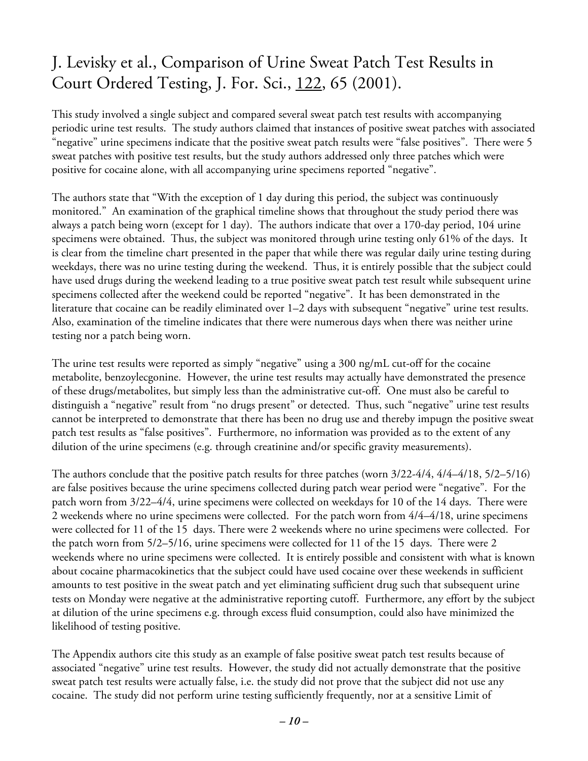# J. Levisky et al., Comparison of Urine Sweat Patch Test Results in Court Ordered Testing, J. For. Sci., 122, 65 (2001).

This study involved a single subject and compared several sweat patch test results with accompanying periodic urine test results. The study authors claimed that instances of positive sweat patches with associated "negative" urine specimens indicate that the positive sweat patch results were "false positives". There were 5 sweat patches with positive test results, but the study authors addressed only three patches which were positive for cocaine alone, with all accompanying urine specimens reported "negative".

The authors state that "With the exception of 1 day during this period, the subject was continuously monitored." An examination of the graphical timeline shows that throughout the study period there was always a patch being worn (except for 1 day). The authors indicate that over a 170-day period, 104 urine specimens were obtained. Thus, the subject was monitored through urine testing only 61% of the days. It is clear from the timeline chart presented in the paper that while there was regular daily urine testing during weekdays, there was no urine testing during the weekend. Thus, it is entirely possible that the subject could have used drugs during the weekend leading to a true positive sweat patch test result while subsequent urine specimens collected after the weekend could be reported "negative". It has been demonstrated in the literature that cocaine can be readily eliminated over 1–2 days with subsequent "negative" urine test results. Also, examination of the timeline indicates that there were numerous days when there was neither urine testing nor a patch being worn.

The urine test results were reported as simply "negative" using a 300 ng/mL cut-off for the cocaine metabolite, benzoylecgonine. However, the urine test results may actually have demonstrated the presence of these drugs/metabolites, but simply less than the administrative cut-off. One must also be careful to distinguish a "negative" result from "no drugs present" or detected. Thus, such "negative" urine test results cannot be interpreted to demonstrate that there has been no drug use and thereby impugn the positive sweat patch test results as "false positives". Furthermore, no information was provided as to the extent of any dilution of the urine specimens (e.g. through creatinine and/or specific gravity measurements).

The authors conclude that the positive patch results for three patches (worn 3/22-4/4, 4/4–4/18, 5/2–5/16) are false positives because the urine specimens collected during patch wear period were "negative". For the patch worn from 3/22–4/4, urine specimens were collected on weekdays for 10 of the 14 days. There were 2 weekends where no urine specimens were collected. For the patch worn from 4/4–4/18, urine specimens were collected for 11 of the 15 days. There were 2 weekends where no urine specimens were collected. For the patch worn from 5/2–5/16, urine specimens were collected for 11 of the 15 days. There were 2 weekends where no urine specimens were collected. It is entirely possible and consistent with what is known about cocaine pharmacokinetics that the subject could have used cocaine over these weekends in sufficient amounts to test positive in the sweat patch and yet eliminating sufficient drug such that subsequent urine tests on Monday were negative at the administrative reporting cutoff. Furthermore, any effort by the subject at dilution of the urine specimens e.g. through excess fluid consumption, could also have minimized the likelihood of testing positive.

The Appendix authors cite this study as an example of false positive sweat patch test results because of associated "negative" urine test results. However, the study did not actually demonstrate that the positive sweat patch test results were actually false, i.e. the study did not prove that the subject did not use any cocaine. The study did not perform urine testing sufficiently frequently, nor at a sensitive Limit of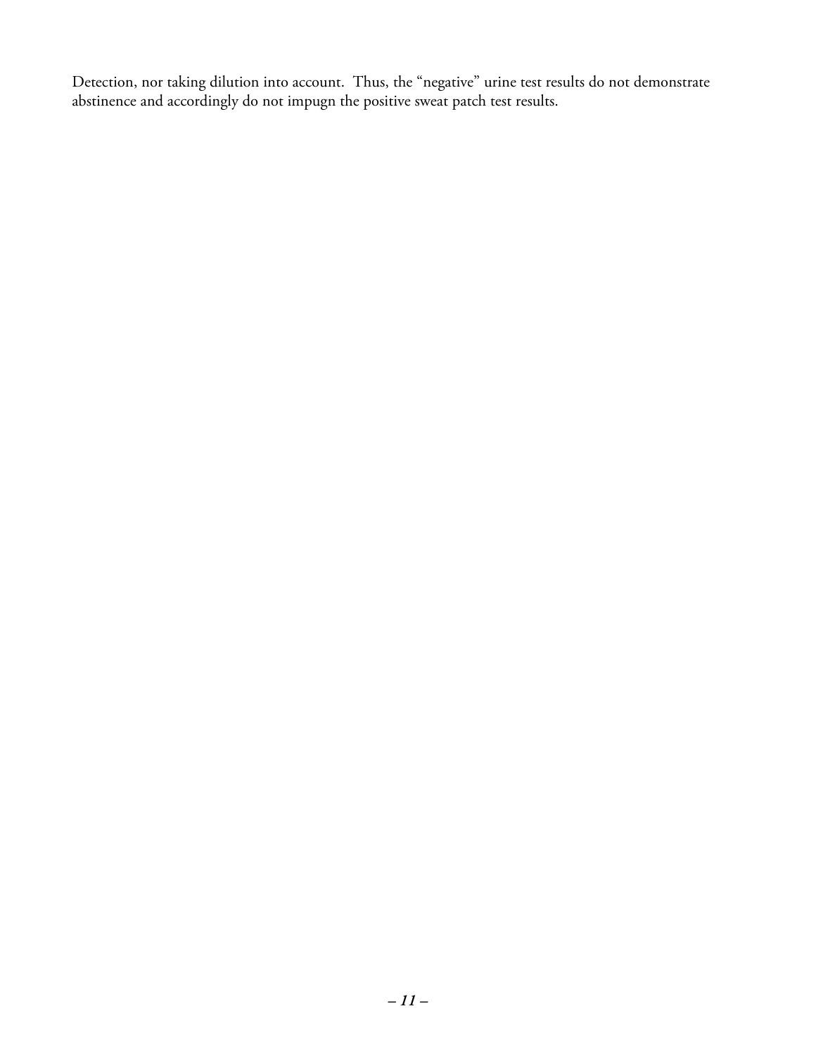Detection, nor taking dilution into account. Thus, the "negative" urine test results do not demonstrate abstinence and accordingly do not impugn the positive sweat patch test results.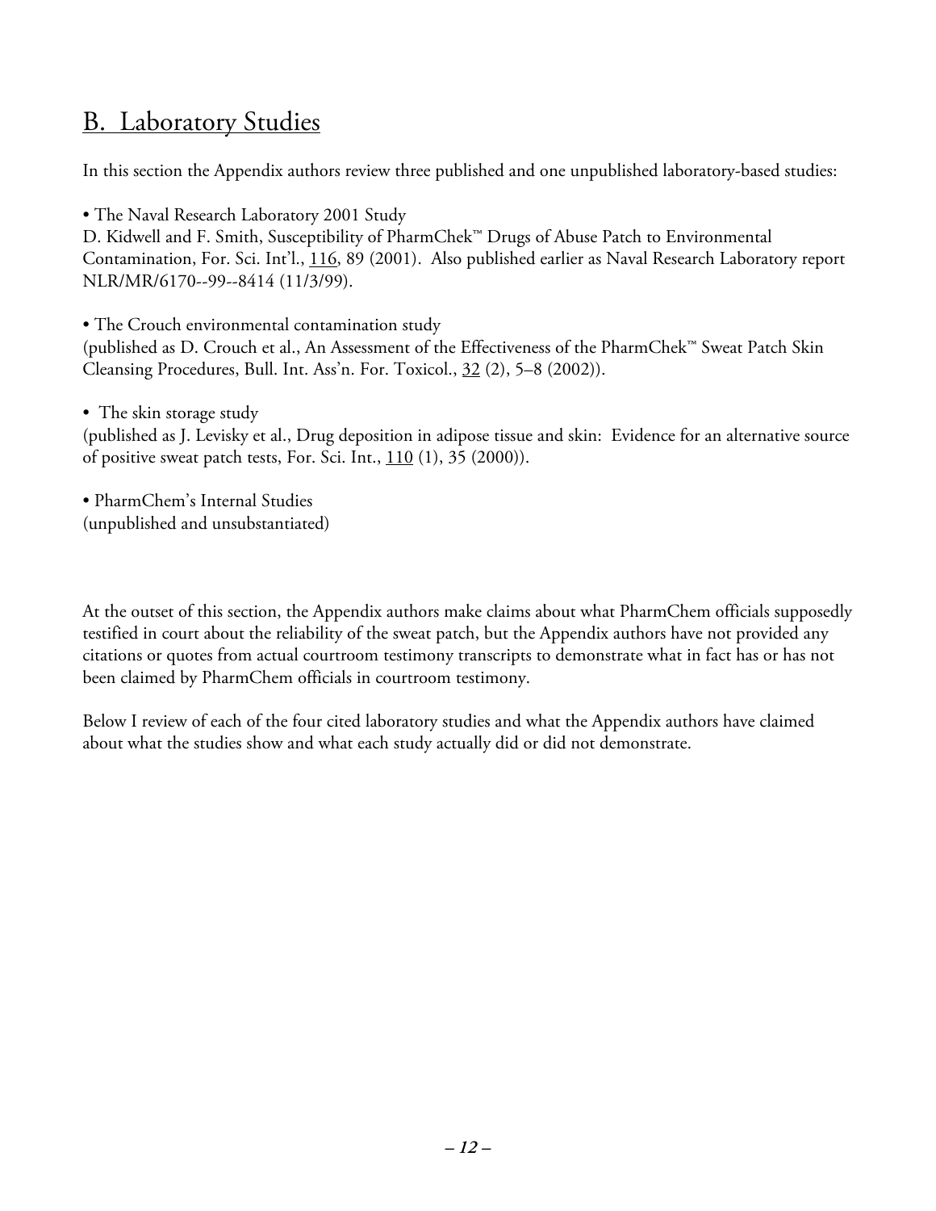## B. Laboratory Studies

In this section the Appendix authors review three published and one unpublished laboratory-based studies:

• The Naval Research Laboratory 2001 Study
D. Kidwell and F. Smith, Susceptibility of PharmChek™ Drugs of Abuse Patch to Environmental Contamination, For. Sci. Int'l., 116, 89 (2001). Also published earlier as Naval Research Laboratory report NLR/MR/6170--99--8414 (11/3/99).

• The Crouch environmental contamination study
(published as D. Crouch et al., An Assessment of the Effectiveness of the PharmChek™ Sweat Patch Skin Cleansing Procedures, Bull. Int. Ass'n. For. Toxicol., 32 (2), 5–8 (2002)).

• The skin storage study
(published as J. Levisky et al., Drug deposition in adipose tissue and skin: Evidence for an alternative source of positive sweat patch tests, For. Sci. Int., 110 (1), 35 (2000)).

• PharmChem's Internal Studies
(unpublished and unsubstantiated)

At the outset of this section, the Appendix authors make claims about what PharmChem officials supposedly testified in court about the reliability of the sweat patch, but the Appendix authors have not provided any citations or quotes from actual courtroom testimony transcripts to demonstrate what in fact has or has not been claimed by PharmChem officials in courtroom testimony.

Below I review of each of the four cited laboratory studies and what the Appendix authors have claimed about what the studies show and what each study actually did or did not demonstrate.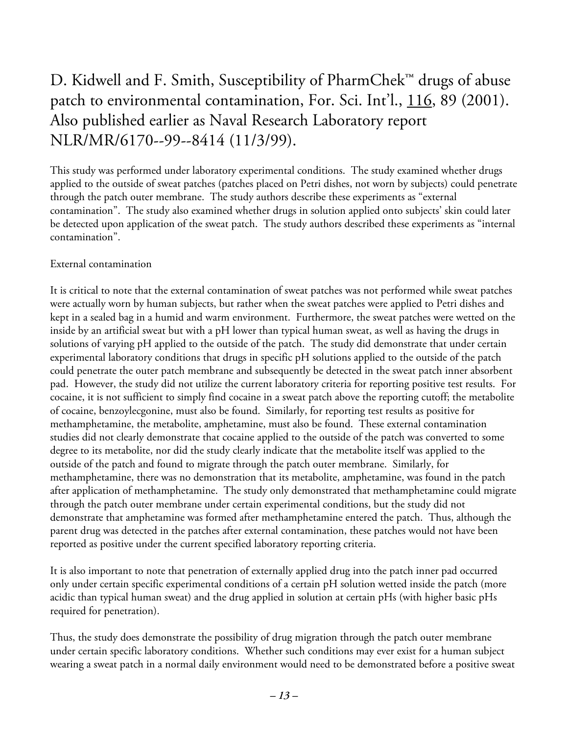# D. Kidwell and F. Smith, Susceptibility of PharmChek™ drugs of abuse patch to environmental contamination, For. Sci. Int'l., 116, 89 (2001). Also published earlier as Naval Research Laboratory report NLR/MR/6170--99--8414 (11/3/99).

This study was performed under laboratory experimental conditions. The study examined whether drugs applied to the outside of sweat patches (patches placed on Petri dishes, not worn by subjects) could penetrate through the patch outer membrane. The study authors describe these experiments as "external contamination". The study also examined whether drugs in solution applied onto subjects' skin could later be detected upon application of the sweat patch. The study authors described these experiments as "internal contamination".

External contamination

It is critical to note that the external contamination of sweat patches was not performed while sweat patches were actually worn by human subjects, but rather when the sweat patches were applied to Petri dishes and kept in a sealed bag in a humid and warm environment. Furthermore, the sweat patches were wetted on the inside by an artificial sweat but with a pH lower than typical human sweat, as well as having the drugs in solutions of varying pH applied to the outside of the patch. The study did demonstrate that under certain experimental laboratory conditions that drugs in specific pH solutions applied to the outside of the patch could penetrate the outer patch membrane and subsequently be detected in the sweat patch inner absorbent pad. However, the study did not utilize the current laboratory criteria for reporting positive test results. For cocaine, it is not sufficient to simply find cocaine in a sweat patch above the reporting cutoff; the metabolite of cocaine, benzoylecgonine, must also be found. Similarly, for reporting test results as positive for methamphetamine, the metabolite, amphetamine, must also be found. These external contamination studies did not clearly demonstrate that cocaine applied to the outside of the patch was converted to some degree to its metabolite, nor did the study clearly indicate that the metabolite itself was applied to the outside of the patch and found to migrate through the patch outer membrane. Similarly, for methamphetamine, there was no demonstration that its metabolite, amphetamine, was found in the patch after application of methamphetamine. The study only demonstrated that methamphetamine could migrate through the patch outer membrane under certain experimental conditions, but the study did not demonstrate that amphetamine was formed after methamphetamine entered the patch. Thus, although the parent drug was detected in the patches after external contamination, these patches would not have been reported as positive under the current specified laboratory reporting criteria.

It is also important to note that penetration of externally applied drug into the patch inner pad occurred only under certain specific experimental conditions of a certain pH solution wetted inside the patch (more acidic than typical human sweat) and the drug applied in solution at certain pHs (with higher basic pHs required for penetration).

Thus, the study does demonstrate the possibility of drug migration through the patch outer membrane under certain specific laboratory conditions. Whether such conditions may ever exist for a human subject wearing a sweat patch in a normal daily environment would need to be demonstrated before a positive sweat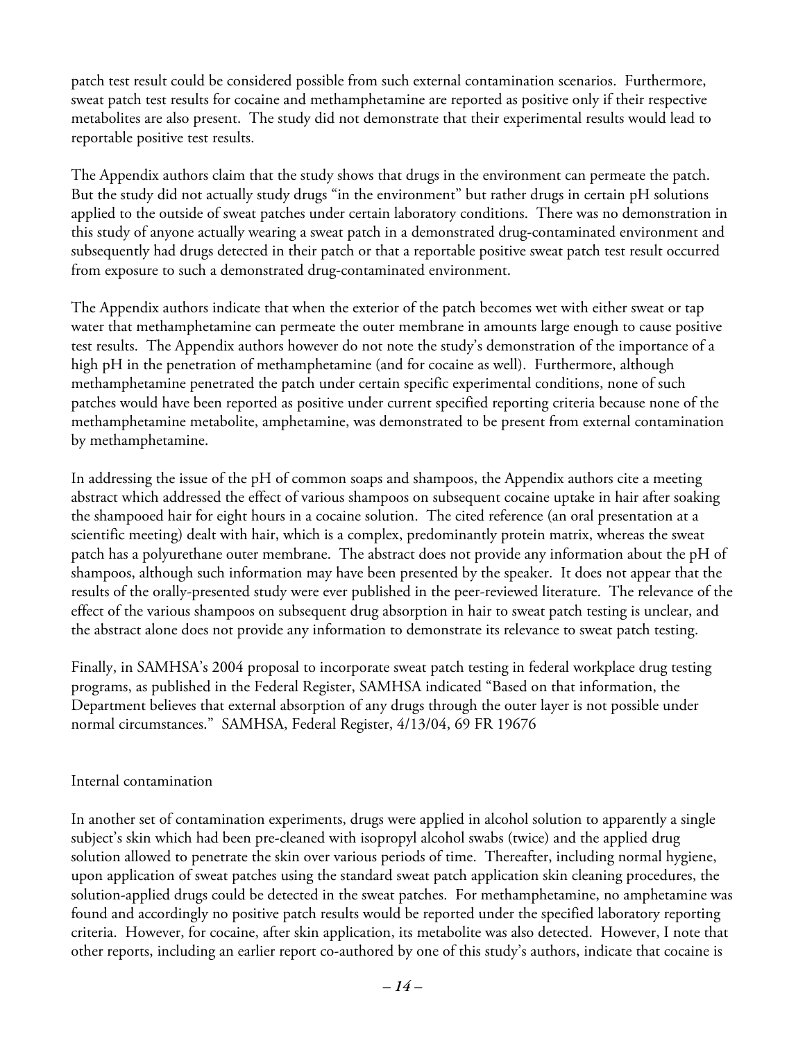patch test result could be considered possible from such external contamination scenarios. Furthermore, sweat patch test results for cocaine and methamphetamine are reported as positive only if their respective metabolites are also present. The study did not demonstrate that their experimental results would lead to reportable positive test results.

The Appendix authors claim that the study shows that drugs in the environment can permeate the patch. But the study did not actually study drugs "in the environment" but rather drugs in certain pH solutions applied to the outside of sweat patches under certain laboratory conditions. There was no demonstration in this study of anyone actually wearing a sweat patch in a demonstrated drug-contaminated environment and subsequently had drugs detected in their patch or that a reportable positive sweat patch test result occurred from exposure to such a demonstrated drug-contaminated environment.

The Appendix authors indicate that when the exterior of the patch becomes wet with either sweat or tap water that methamphetamine can permeate the outer membrane in amounts large enough to cause positive test results. The Appendix authors however do not note the study's demonstration of the importance of a high pH in the penetration of methamphetamine (and for cocaine as well). Furthermore, although methamphetamine penetrated the patch under certain specific experimental conditions, none of such patches would have been reported as positive under current specified reporting criteria because none of the methamphetamine metabolite, amphetamine, was demonstrated to be present from external contamination by methamphetamine.

In addressing the issue of the pH of common soaps and shampoos, the Appendix authors cite a meeting abstract which addressed the effect of various shampoos on subsequent cocaine uptake in hair after soaking the shampooed hair for eight hours in a cocaine solution. The cited reference (an oral presentation at a scientific meeting) dealt with hair, which is a complex, predominantly protein matrix, whereas the sweat patch has a polyurethane outer membrane. The abstract does not provide any information about the pH of shampoos, although such information may have been presented by the speaker. It does not appear that the results of the orally-presented study were ever published in the peer-reviewed literature. The relevance of the effect of the various shampoos on subsequent drug absorption in hair to sweat patch testing is unclear, and the abstract alone does not provide any information to demonstrate its relevance to sweat patch testing.

Finally, in SAMHSA's 2004 proposal to incorporate sweat patch testing in federal workplace drug testing programs, as published in the Federal Register, SAMHSA indicated "Based on that information, the Department believes that external absorption of any drugs through the outer layer is not possible under normal circumstances." SAMHSA, Federal Register, 4/13/04, 69 FR 19676

Internal contamination

In another set of contamination experiments, drugs were applied in alcohol solution to apparently a single subject's skin which had been pre-cleaned with isopropyl alcohol swabs (twice) and the applied drug solution allowed to penetrate the skin over various periods of time. Thereafter, including normal hygiene, upon application of sweat patches using the standard sweat patch application skin cleaning procedures, the solution-applied drugs could be detected in the sweat patches. For methamphetamine, no amphetamine was found and accordingly no positive patch results would be reported under the specified laboratory reporting criteria. However, for cocaine, after skin application, its metabolite was also detected. However, I note that other reports, including an earlier report co-authored by one of this study's authors, indicate that cocaine is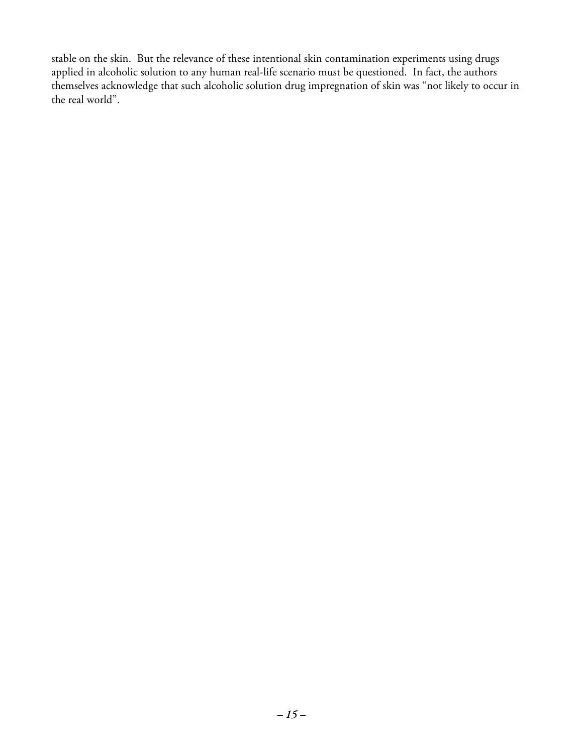stable on the skin. But the relevance of these intentional skin contamination experiments using drugs applied in alcoholic solution to any human real-life scenario must be questioned. In fact, the authors themselves acknowledge that such alcoholic solution drug impregnation of skin was "not likely to occur in the real world".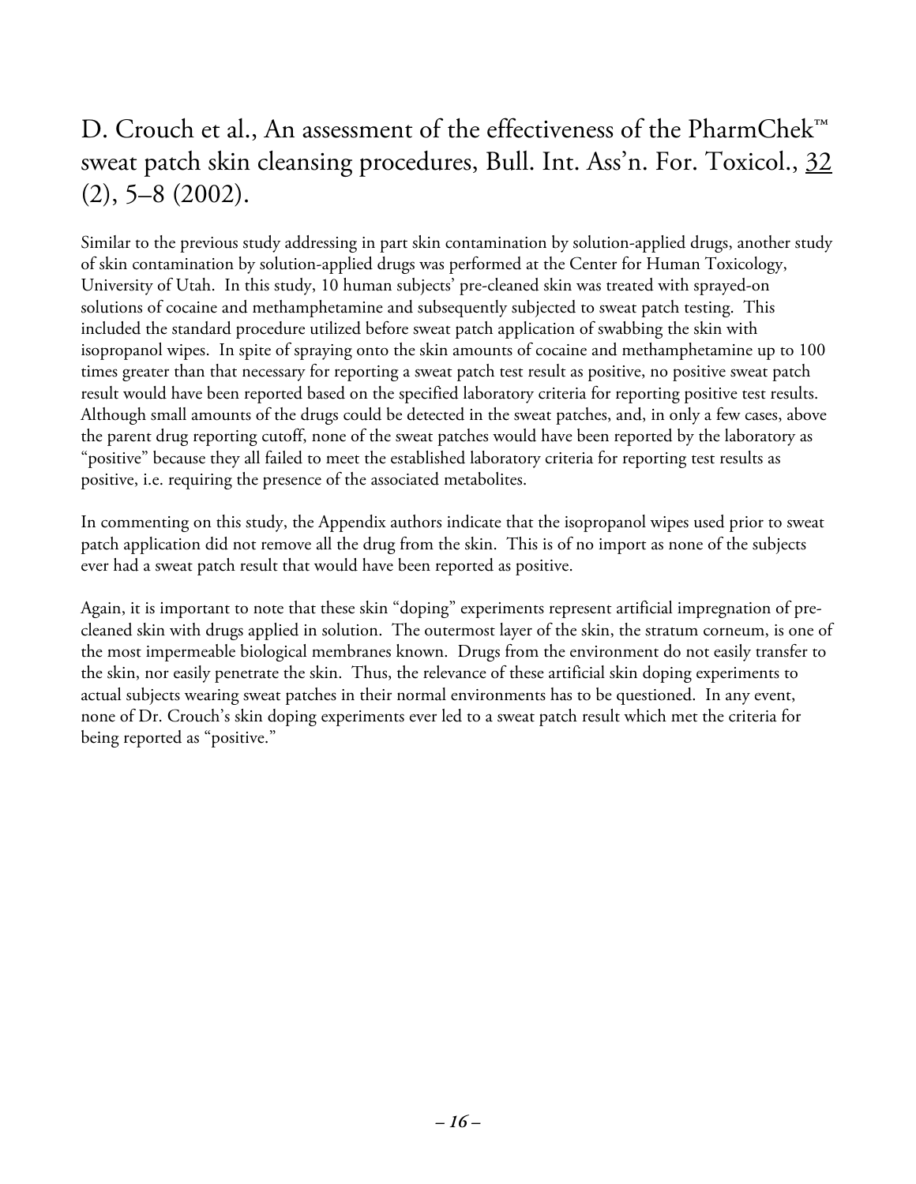## D. Crouch et al., An assessment of the effectiveness of the PharmChek™ sweat patch skin cleansing procedures, Bull. Int. Ass'n. For. Toxicol., 32 (2), 5–8 (2002).

Similar to the previous study addressing in part skin contamination by solution-applied drugs, another study of skin contamination by solution-applied drugs was performed at the Center for Human Toxicology, University of Utah. In this study, 10 human subjects' pre-cleaned skin was treated with sprayed-on solutions of cocaine and methamphetamine and subsequently subjected to sweat patch testing. This included the standard procedure utilized before sweat patch application of swabbing the skin with isopropanol wipes. In spite of spraying onto the skin amounts of cocaine and methamphetamine up to 100 times greater than that necessary for reporting a sweat patch test result as positive, no positive sweat patch result would have been reported based on the specified laboratory criteria for reporting positive test results. Although small amounts of the drugs could be detected in the sweat patches, and, in only a few cases, above the parent drug reporting cutoff, none of the sweat patches would have been reported by the laboratory as "positive" because they all failed to meet the established laboratory criteria for reporting test results as positive, i.e. requiring the presence of the associated metabolites.

In commenting on this study, the Appendix authors indicate that the isopropanol wipes used prior to sweat patch application did not remove all the drug from the skin. This is of no import as none of the subjects ever had a sweat patch result that would have been reported as positive.

Again, it is important to note that these skin "doping" experiments represent artificial impregnation of pre-cleaned skin with drugs applied in solution. The outermost layer of the skin, the stratum corneum, is one of the most impermeable biological membranes known. Drugs from the environment do not easily transfer to the skin, nor easily penetrate the skin. Thus, the relevance of these artificial skin doping experiments to actual subjects wearing sweat patches in their normal environments has to be questioned. In any event, none of Dr. Crouch's skin doping experiments ever led to a sweat patch result which met the criteria for being reported as "positive."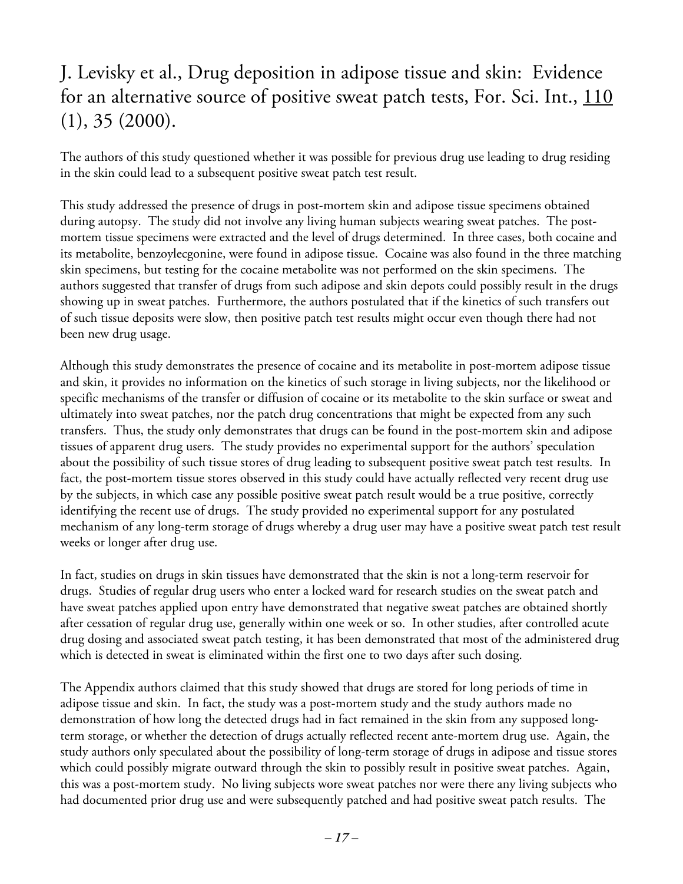## J. Levisky et al., Drug deposition in adipose tissue and skin: Evidence for an alternative source of positive sweat patch tests, For. Sci. Int., 110 (1), 35 (2000).

The authors of this study questioned whether it was possible for previous drug use leading to drug residing in the skin could lead to a subsequent positive sweat patch test result.

This study addressed the presence of drugs in post-mortem skin and adipose tissue specimens obtained during autopsy. The study did not involve any living human subjects wearing sweat patches. The post-mortem tissue specimens were extracted and the level of drugs determined. In three cases, both cocaine and its metabolite, benzoylecgonine, were found in adipose tissue. Cocaine was also found in the three matching skin specimens, but testing for the cocaine metabolite was not performed on the skin specimens. The authors suggested that transfer of drugs from such adipose and skin depots could possibly result in the drugs showing up in sweat patches. Furthermore, the authors postulated that if the kinetics of such transfers out of such tissue deposits were slow, then positive patch test results might occur even though there had not been new drug usage.

Although this study demonstrates the presence of cocaine and its metabolite in post-mortem adipose tissue and skin, it provides no information on the kinetics of such storage in living subjects, nor the likelihood or specific mechanisms of the transfer or diffusion of cocaine or its metabolite to the skin surface or sweat and ultimately into sweat patches, nor the patch drug concentrations that might be expected from any such transfers. Thus, the study only demonstrates that drugs can be found in the post-mortem skin and adipose tissues of apparent drug users. The study provides no experimental support for the authors' speculation about the possibility of such tissue stores of drug leading to subsequent positive sweat patch test results. In fact, the post-mortem tissue stores observed in this study could have actually reflected very recent drug use by the subjects, in which case any possible positive sweat patch result would be a true positive, correctly identifying the recent use of drugs. The study provided no experimental support for any postulated mechanism of any long-term storage of drugs whereby a drug user may have a positive sweat patch test result weeks or longer after drug use.

In fact, studies on drugs in skin tissues have demonstrated that the skin is not a long-term reservoir for drugs. Studies of regular drug users who enter a locked ward for research studies on the sweat patch and have sweat patches applied upon entry have demonstrated that negative sweat patches are obtained shortly after cessation of regular drug use, generally within one week or so. In other studies, after controlled acute drug dosing and associated sweat patch testing, it has been demonstrated that most of the administered drug which is detected in sweat is eliminated within the first one to two days after such dosing.

The Appendix authors claimed that this study showed that drugs are stored for long periods of time in adipose tissue and skin. In fact, the study was a post-mortem study and the study authors made no demonstration of how long the detected drugs had in fact remained in the skin from any supposed long-term storage, or whether the detection of drugs actually reflected recent ante-mortem drug use. Again, the study authors only speculated about the possibility of long-term storage of drugs in adipose and tissue stores which could possibly migrate outward through the skin to possibly result in positive sweat patches. Again, this was a post-mortem study. No living subjects wore sweat patches nor were there any living subjects who had documented prior drug use and were subsequently patched and had positive sweat patch results. The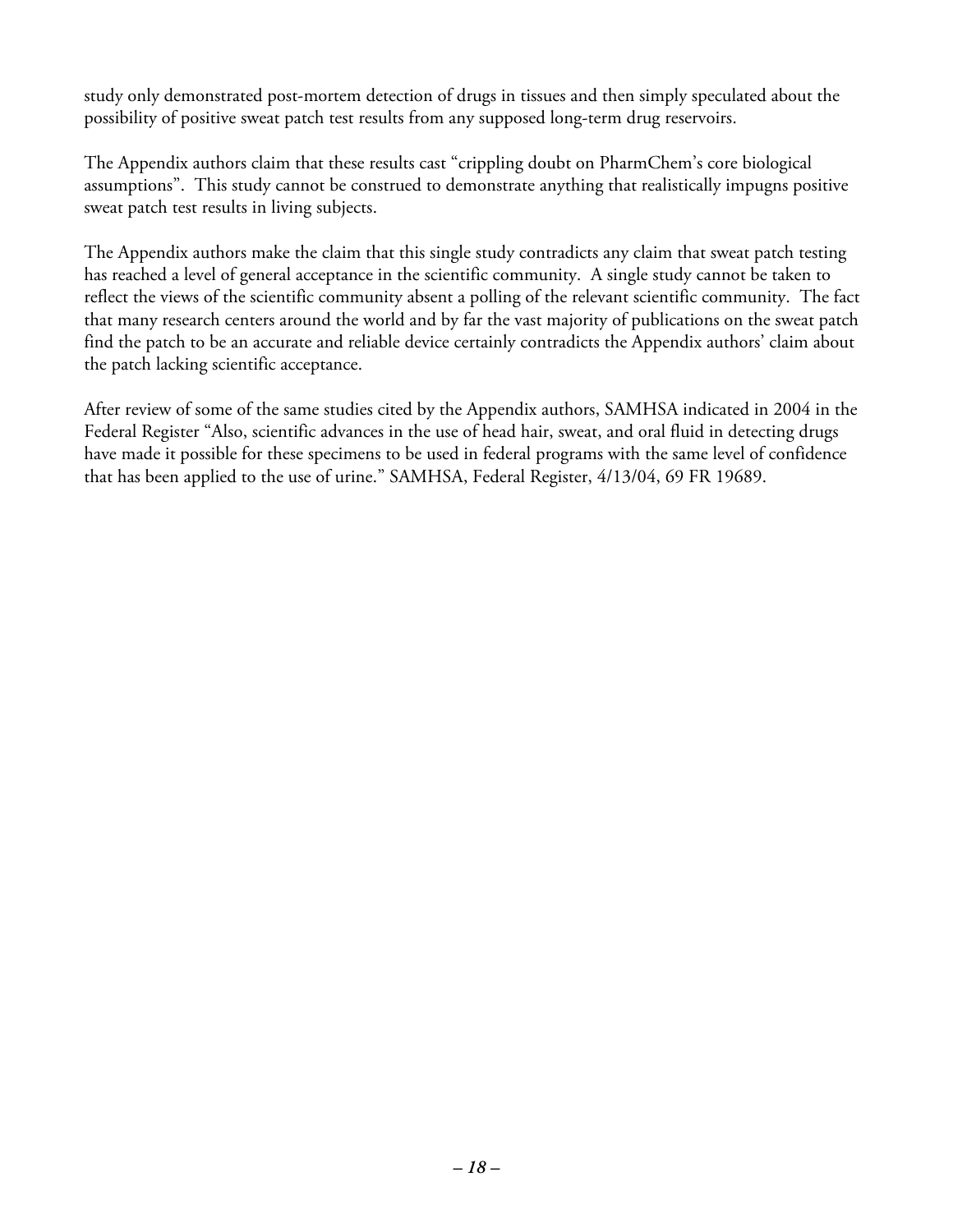study only demonstrated post-mortem detection of drugs in tissues and then simply speculated about the possibility of positive sweat patch test results from any supposed long-term drug reservoirs.

The Appendix authors claim that these results cast "crippling doubt on PharmChem's core biological assumptions". This study cannot be construed to demonstrate anything that realistically impugns positive sweat patch test results in living subjects.

The Appendix authors make the claim that this single study contradicts any claim that sweat patch testing has reached a level of general acceptance in the scientific community. A single study cannot be taken to reflect the views of the scientific community absent a polling of the relevant scientific community. The fact that many research centers around the world and by far the vast majority of publications on the sweat patch find the patch to be an accurate and reliable device certainly contradicts the Appendix authors' claim about the patch lacking scientific acceptance.

After review of some of the same studies cited by the Appendix authors, SAMHSA indicated in 2004 in the Federal Register "Also, scientific advances in the use of head hair, sweat, and oral fluid in detecting drugs have made it possible for these specimens to be used in federal programs with the same level of confidence that has been applied to the use of urine." SAMHSA, Federal Register, 4/13/04, 69 FR 19689.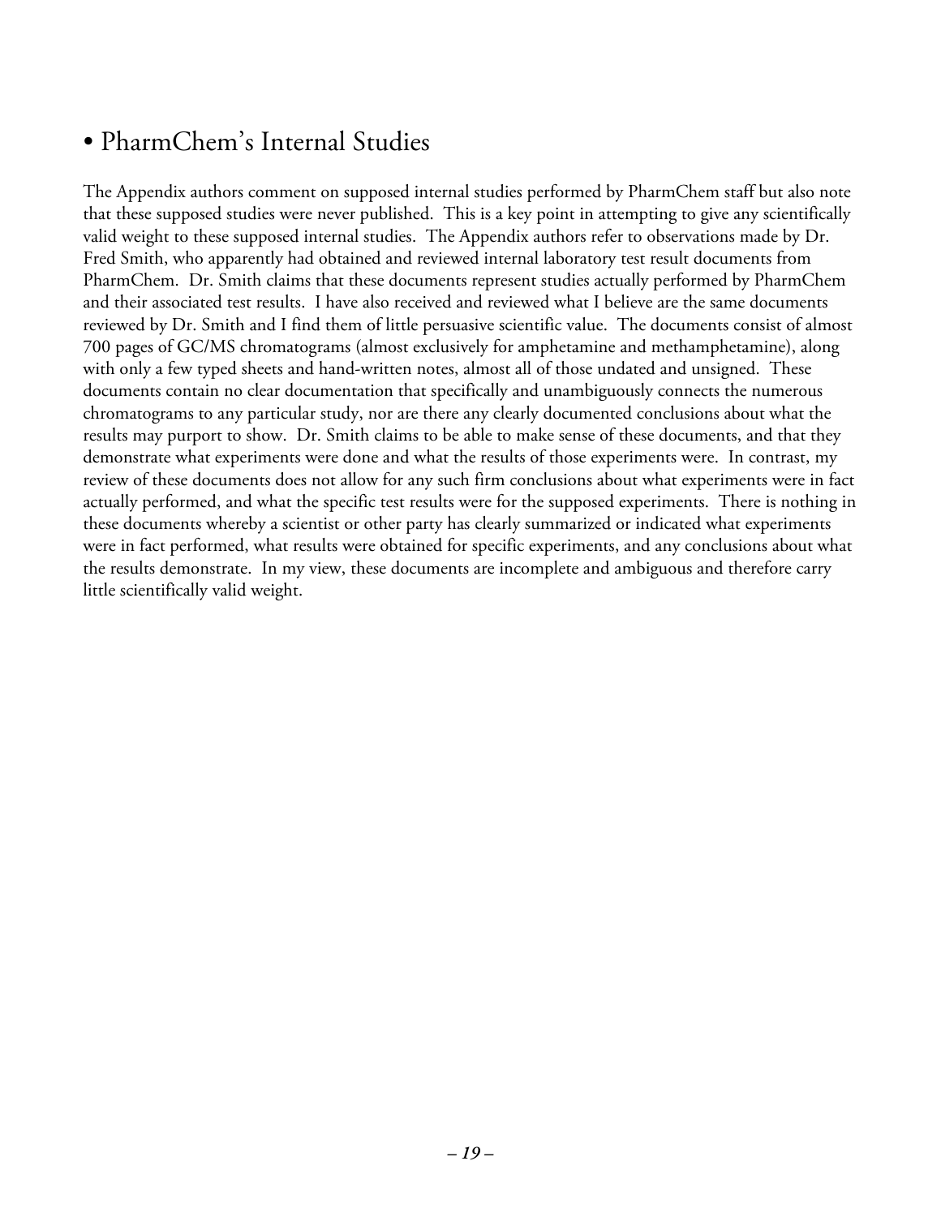## • PharmChem's Internal Studies

The Appendix authors comment on supposed internal studies performed by PharmChem staff but also note that these supposed studies were never published. This is a key point in attempting to give any scientifically valid weight to these supposed internal studies. The Appendix authors refer to observations made by Dr. Fred Smith, who apparently had obtained and reviewed internal laboratory test result documents from PharmChem. Dr. Smith claims that these documents represent studies actually performed by PharmChem and their associated test results. I have also received and reviewed what I believe are the same documents reviewed by Dr. Smith and I find them of little persuasive scientific value. The documents consist of almost 700 pages of GC/MS chromatograms (almost exclusively for amphetamine and methamphetamine), along with only a few typed sheets and hand-written notes, almost all of those undated and unsigned. These documents contain no clear documentation that specifically and unambiguously connects the numerous chromatograms to any particular study, nor are there any clearly documented conclusions about what the results may purport to show. Dr. Smith claims to be able to make sense of these documents, and that they demonstrate what experiments were done and what the results of those experiments were. In contrast, my review of these documents does not allow for any such firm conclusions about what experiments were in fact actually performed, and what the specific test results were for the supposed experiments. There is nothing in these documents whereby a scientist or other party has clearly summarized or indicated what experiments were in fact performed, what results were obtained for specific experiments, and any conclusions about what the results demonstrate. In my view, these documents are incomplete and ambiguous and therefore carry little scientifically valid weight.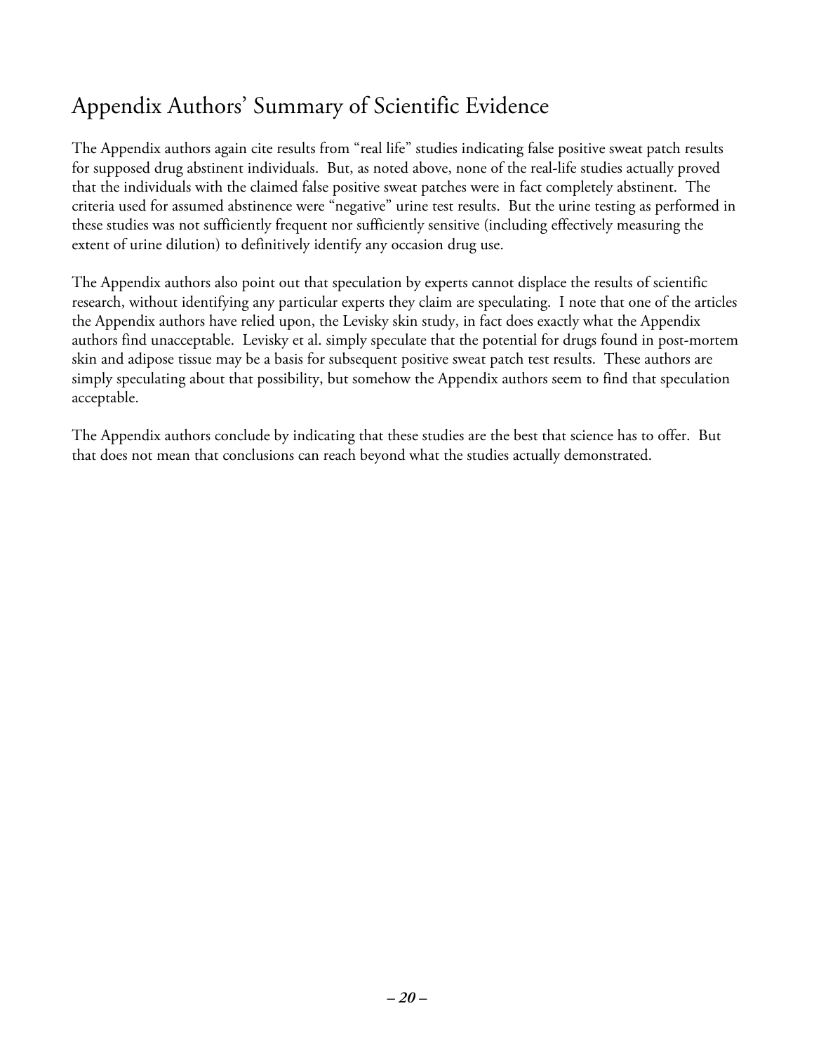# Appendix Authors' Summary of Scientific Evidence

The Appendix authors again cite results from "real life" studies indicating false positive sweat patch results for supposed drug abstinent individuals. But, as noted above, none of the real-life studies actually proved that the individuals with the claimed false positive sweat patches were in fact completely abstinent. The criteria used for assumed abstinence were "negative" urine test results. But the urine testing as performed in these studies was not sufficiently frequent nor sufficiently sensitive (including effectively measuring the extent of urine dilution) to definitively identify any occasion drug use.

The Appendix authors also point out that speculation by experts cannot displace the results of scientific research, without identifying any particular experts they claim are speculating. I note that one of the articles the Appendix authors have relied upon, the Levisky skin study, in fact does exactly what the Appendix authors find unacceptable. Levisky et al. simply speculate that the potential for drugs found in post-mortem skin and adipose tissue may be a basis for subsequent positive sweat patch test results. These authors are simply speculating about that possibility, but somehow the Appendix authors seem to find that speculation acceptable.

The Appendix authors conclude by indicating that these studies are the best that science has to offer. But that does not mean that conclusions can reach beyond what the studies actually demonstrated.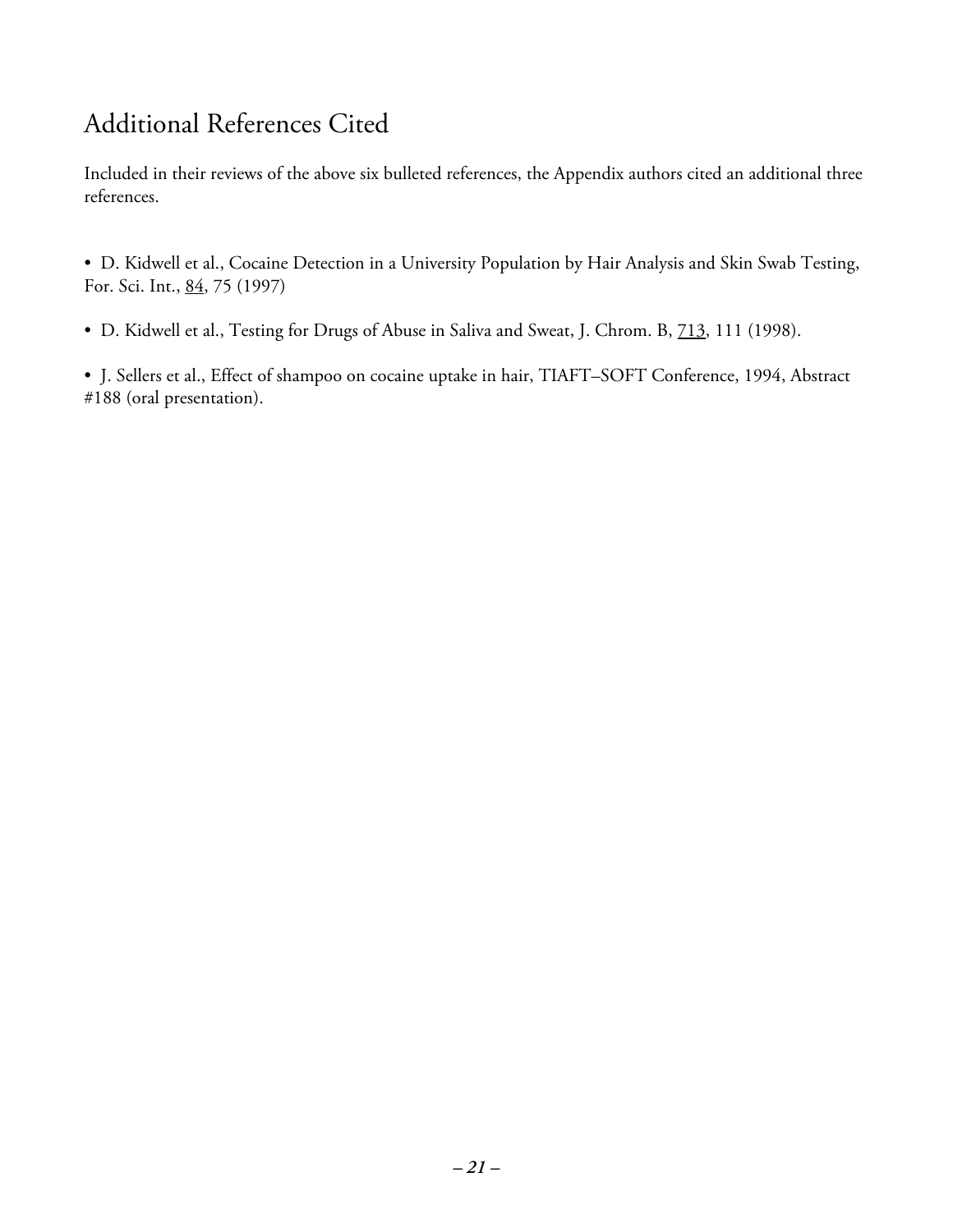## Additional References Cited

Included in their reviews of the above six bulleted references, the Appendix authors cited an additional three references.

- D. Kidwell et al., Cocaine Detection in a University Population by Hair Analysis and Skin Swab Testing, For. Sci. Int., 84, 75 (1997)

- D. Kidwell et al., Testing for Drugs of Abuse in Saliva and Sweat, J. Chrom. B, 713, 111 (1998).

- J. Sellers et al., Effect of shampoo on cocaine uptake in hair, TIAFT–SOFT Conference, 1994, Abstract #188 (oral presentation).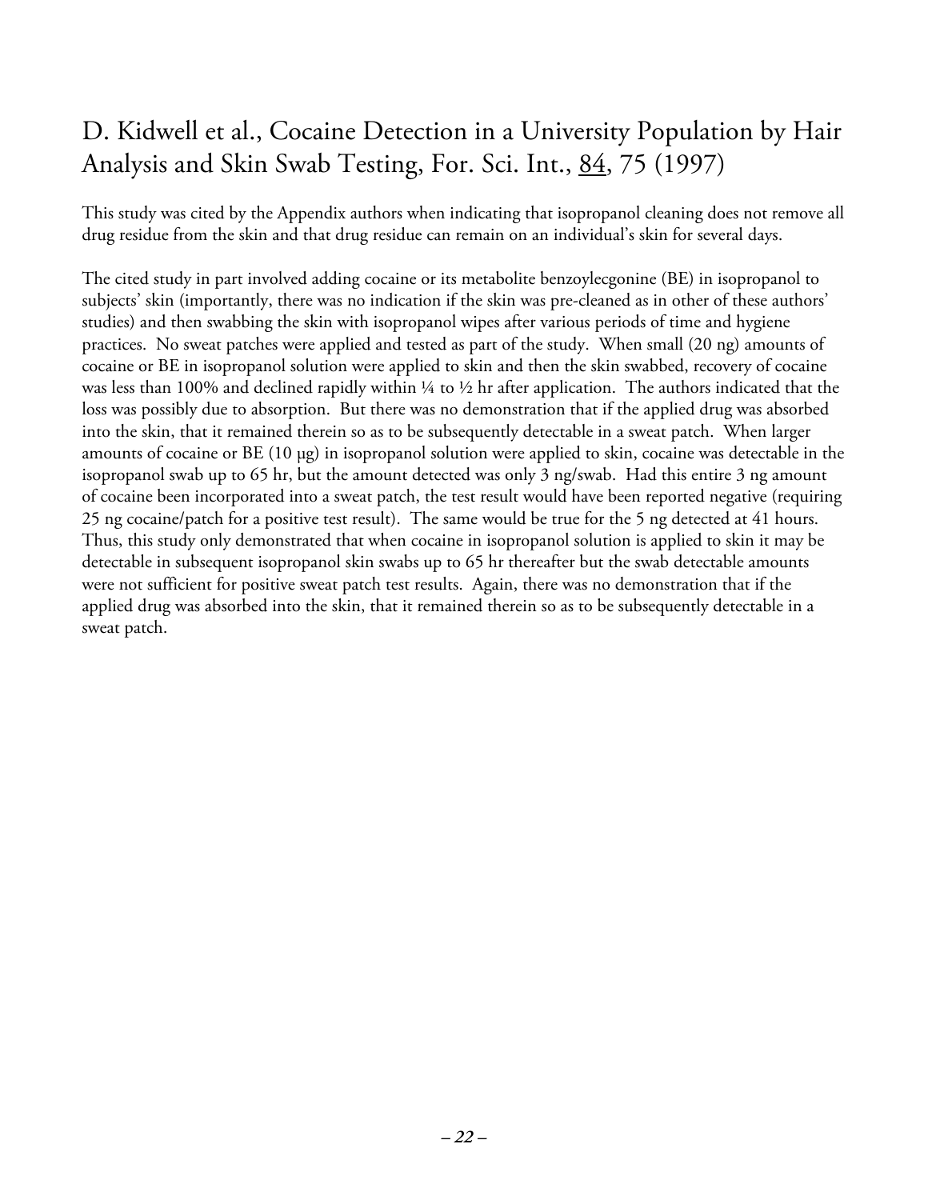## D. Kidwell et al., Cocaine Detection in a University Population by Hair Analysis and Skin Swab Testing, For. Sci. Int., 84, 75 (1997)

This study was cited by the Appendix authors when indicating that isopropanol cleaning does not remove all drug residue from the skin and that drug residue can remain on an individual's skin for several days.

The cited study in part involved adding cocaine or its metabolite benzoylecgonine (BE) in isopropanol to subjects' skin (importantly, there was no indication if the skin was pre-cleaned as in other of these authors' studies) and then swabbing the skin with isopropanol wipes after various periods of time and hygiene practices. No sweat patches were applied and tested as part of the study. When small (20 ng) amounts of cocaine or BE in isopropanol solution were applied to skin and then the skin swabbed, recovery of cocaine was less than 100% and declined rapidly within ¼ to ½ hr after application. The authors indicated that the loss was possibly due to absorption. But there was no demonstration that if the applied drug was absorbed into the skin, that it remained therein so as to be subsequently detectable in a sweat patch. When larger amounts of cocaine or BE (10 µg) in isopropanol solution were applied to skin, cocaine was detectable in the isopropanol swab up to 65 hr, but the amount detected was only 3 ng/swab. Had this entire 3 ng amount of cocaine been incorporated into a sweat patch, the test result would have been reported negative (requiring 25 ng cocaine/patch for a positive test result). The same would be true for the 5 ng detected at 41 hours. Thus, this study only demonstrated that when cocaine in isopropanol solution is applied to skin it may be detectable in subsequent isopropanol skin swabs up to 65 hr thereafter but the swab detectable amounts were not sufficient for positive sweat patch test results. Again, there was no demonstration that if the applied drug was absorbed into the skin, that it remained therein so as to be subsequently detectable in a sweat patch.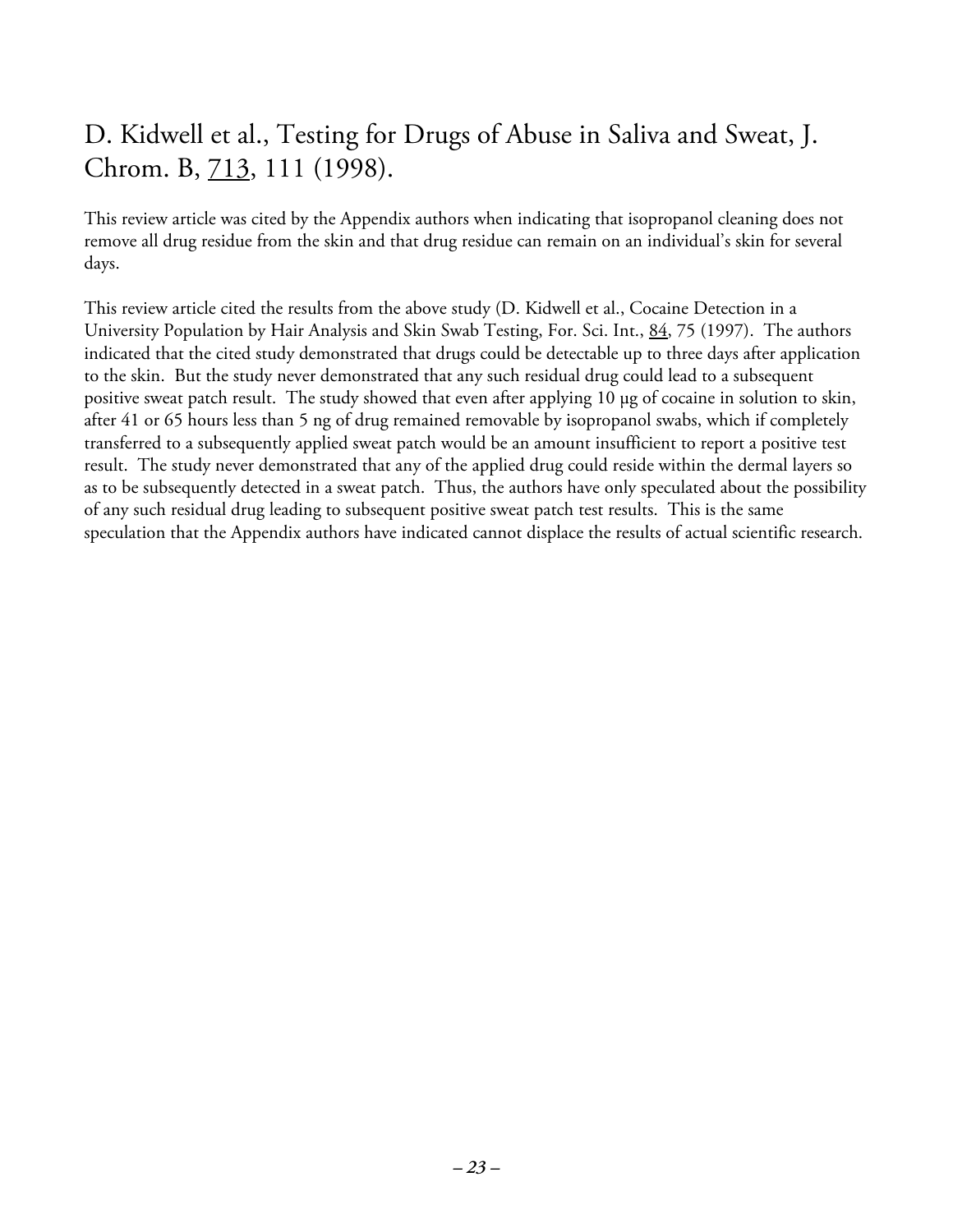# D. Kidwell et al., Testing for Drugs of Abuse in Saliva and Sweat, J. Chrom. B, 713, 111 (1998).

This review article was cited by the Appendix authors when indicating that isopropanol cleaning does not remove all drug residue from the skin and that drug residue can remain on an individual's skin for several days.

This review article cited the results from the above study (D. Kidwell et al., Cocaine Detection in a University Population by Hair Analysis and Skin Swab Testing, For. Sci. Int., 84, 75 (1997). The authors indicated that the cited study demonstrated that drugs could be detectable up to three days after application to the skin. But the study never demonstrated that any such residual drug could lead to a subsequent positive sweat patch result. The study showed that even after applying 10 µg of cocaine in solution to skin, after 41 or 65 hours less than 5 ng of drug remained removable by isopropanol swabs, which if completely transferred to a subsequently applied sweat patch would be an amount insufficient to report a positive test result. The study never demonstrated that any of the applied drug could reside within the dermal layers so as to be subsequently detected in a sweat patch. Thus, the authors have only speculated about the possibility of any such residual drug leading to subsequent positive sweat patch test results. This is the same speculation that the Appendix authors have indicated cannot displace the results of actual scientific research.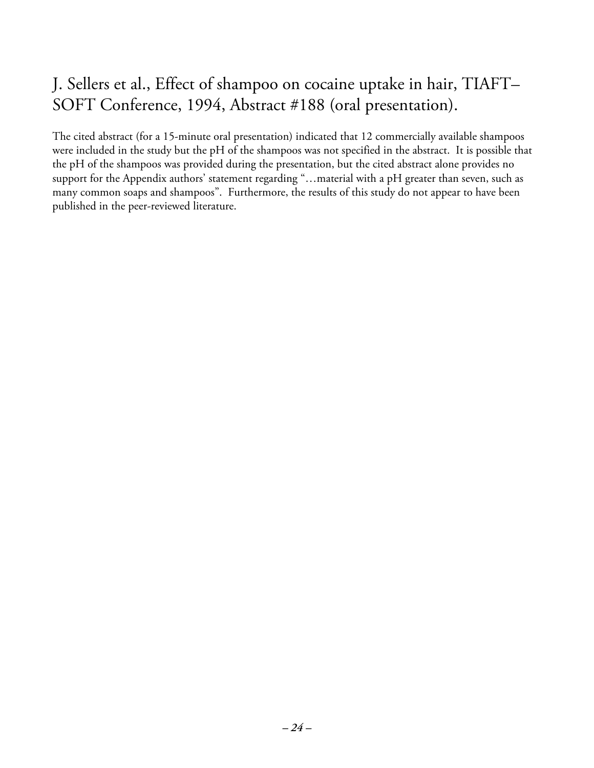## J. Sellers et al., Effect of shampoo on cocaine uptake in hair, TIAFT–SOFT Conference, 1994, Abstract #188 (oral presentation).

The cited abstract (for a 15-minute oral presentation) indicated that 12 commercially available shampoos were included in the study but the pH of the shampoos was not specified in the abstract. It is possible that the pH of the shampoos was provided during the presentation, but the cited abstract alone provides no support for the Appendix authors' statement regarding "…material with a pH greater than seven, such as many common soaps and shampoos". Furthermore, the results of this study do not appear to have been published in the peer-reviewed literature.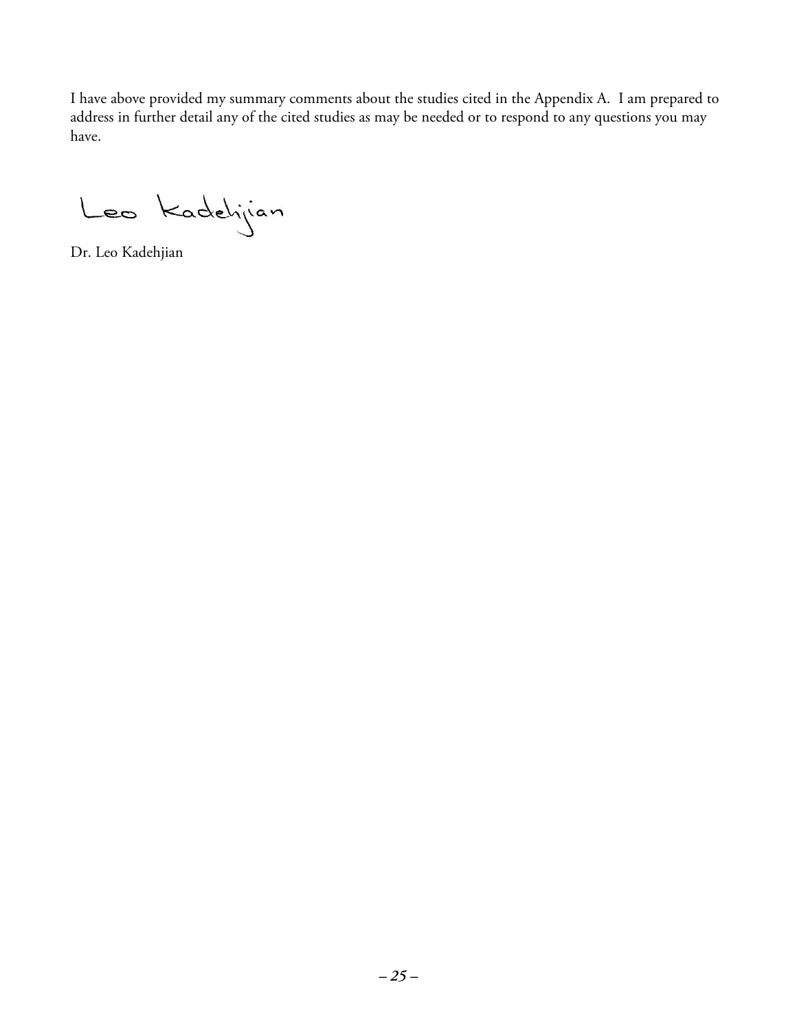I have above provided my summary comments about the studies cited in the Appendix A. I am prepared to address in further detail any of the cited studies as may be needed or to respond to any questions you may have.

Leo Kadehjian

Dr. Leo Kadehjian